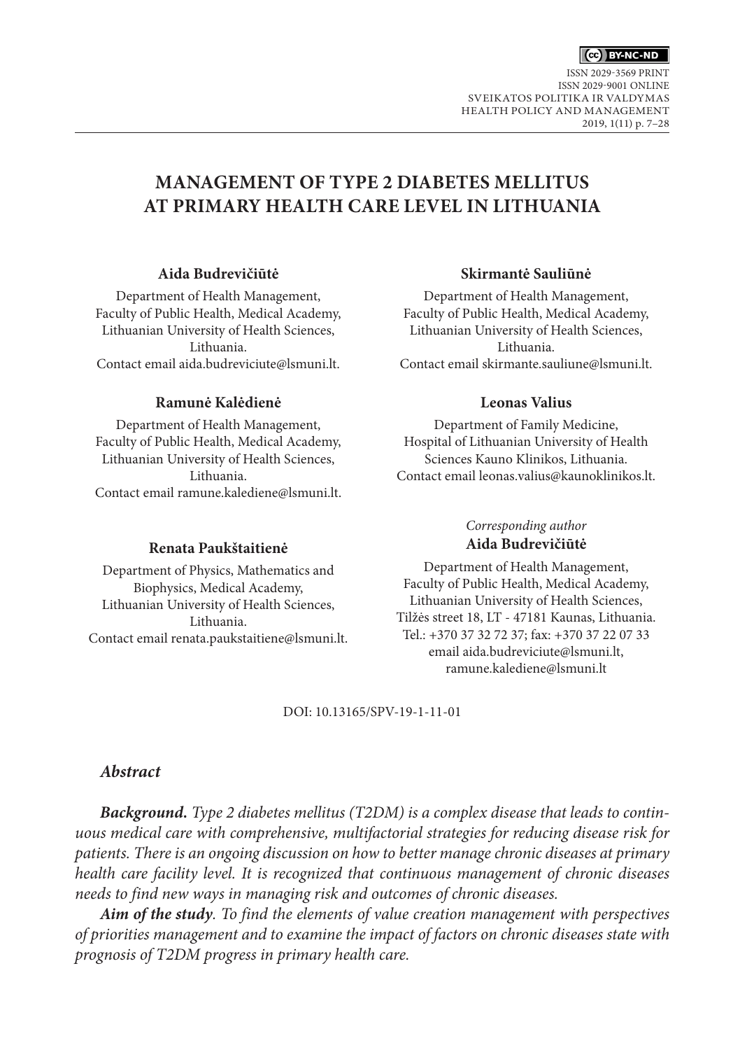# MANAGEMENT OF TYPE 2 DIABETES MELLITUS AT PRIMARY HEALTH CARE LEVEL IN LITHUANIA

**Aida Budrevičiūtė**

Department of Health Management,
Faculty of Public Health, Medical Academy,
Lithuanian University of Health Sciences,
Lithuania.
Contact email aida.budreviciute@lsmuni.lt.

**Ramunė Kalėdienė**

Department of Health Management,
Faculty of Public Health, Medical Academy,
Lithuanian University of Health Sciences,
Lithuania.
Contact email ramune.kalediene@lsmuni.lt.

**Renata Paukštaitienė**

Department of Physics, Mathematics and
Biophysics, Medical Academy,
Lithuanian University of Health Sciences,
Lithuania.
Contact email renata.paukstaitiene@lsmuni.lt.

**Skirmantė Sauliūnė**

Department of Health Management,
Faculty of Public Health, Medical Academy,
Lithuanian University of Health Sciences,
Lithuania.
Contact email skirmante.sauliune@lsmuni.lt.

**Leonas Valius**

Department of Family Medicine,
Hospital of Lithuanian University of Health
Sciences Kauno Klinikos, Lithuania.
Contact email leonas.valius@kaunoklinikos.lt.

*Corresponding author*
**Aida Budrevičiūtė**

Department of Health Management,
Faculty of Public Health, Medical Academy,
Lithuanian University of Health Sciences,
Tilžės street 18, LT - 47181 Kaunas, Lithuania.
Tel.: +370 37 32 72 37; fax: +370 37 22 07 33
email aida.budreviciute@lsmuni.lt,
ramune.kalediene@lsmuni.lt

DOI: 10.13165/SPV-19-1-11-01

## *Abstract*

***Background.*** *Type 2 diabetes mellitus (T2DM) is a complex disease that leads to continuous medical care with comprehensive, multifactorial strategies for reducing disease risk for patients. There is an ongoing discussion on how to better manage chronic diseases at primary health care facility level. It is recognized that continuous management of chronic diseases needs to find new ways in managing risk and outcomes of chronic diseases.*

***Aim of the study****. To find the elements of value creation management with perspectives of priorities management and to examine the impact of factors on chronic diseases state with prognosis of T2DM progress in primary health care.*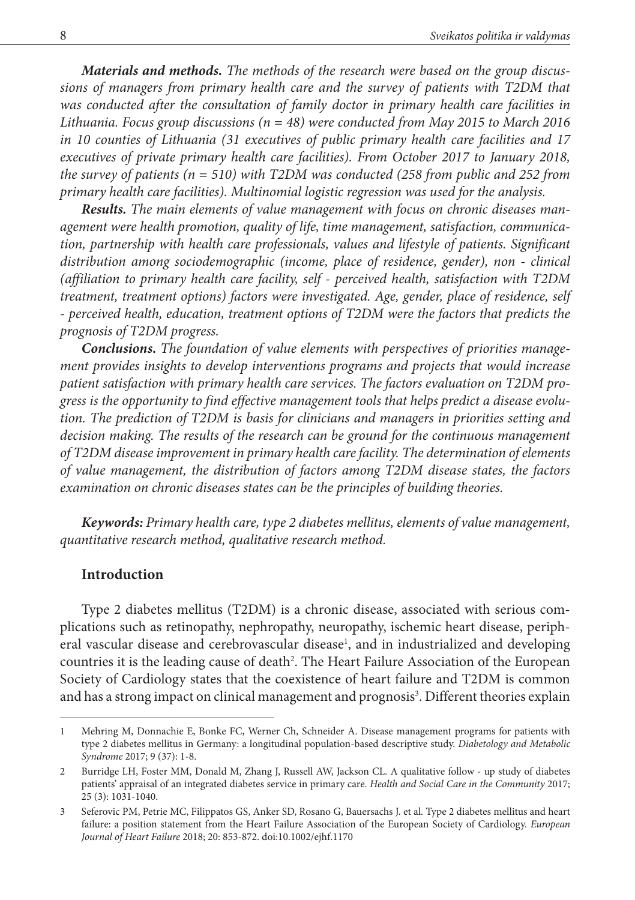***Materials and methods.*** *The methods of the research were based on the group discussions of managers from primary health care and the survey of patients with T2DM that was conducted after the consultation of family doctor in primary health care facilities in Lithuania. Focus group discussions (n = 48) were conducted from May 2015 to March 2016 in 10 counties of Lithuania (31 executives of public primary health care facilities and 17 executives of private primary health care facilities). From October 2017 to January 2018, the survey of patients (n = 510) with T2DM was conducted (258 from public and 252 from primary health care facilities). Multinomial logistic regression was used for the analysis.*

***Results.*** *The main elements of value management with focus on chronic diseases management were health promotion, quality of life, time management, satisfaction, communication, partnership with health care professionals, values and lifestyle of patients. Significant distribution among sociodemographic (income, place of residence, gender), non - clinical (affiliation to primary health care facility, self - perceived health, satisfaction with T2DM treatment, treatment options) factors were investigated. Age, gender, place of residence, self - perceived health, education, treatment options of T2DM were the factors that predicts the prognosis of T2DM progress.*

***Conclusions.*** *The foundation of value elements with perspectives of priorities management provides insights to develop interventions programs and projects that would increase patient satisfaction with primary health care services. The factors evaluation on T2DM progress is the opportunity to find effective management tools that helps predict a disease evolution. The prediction of T2DM is basis for clinicians and managers in priorities setting and decision making. The results of the research can be ground for the continuous management of T2DM disease improvement in primary health care facility. The determination of elements of value management, the distribution of factors among T2DM disease states, the factors examination on chronic diseases states can be the principles of building theories.*

***Keywords:*** *Primary health care, type 2 diabetes mellitus, elements of value management, quantitative research method, qualitative research method.*

## Introduction

Type 2 diabetes mellitus (T2DM) is a chronic disease, associated with serious complications such as retinopathy, nephropathy, neuropathy, ischemic heart disease, peripheral vascular disease and cerebrovascular disease[1], and in industrialized and developing countries it is the leading cause of death[2]. The Heart Failure Association of the European Society of Cardiology states that the coexistence of heart failure and T2DM is common and has a strong impact on clinical management and prognosis[3]. Different theories explain

---

1 Mehring M, Donnachie E, Bonke FC, Werner Ch, Schneider A. Disease management programs for patients with type 2 diabetes mellitus in Germany: a longitudinal population-based descriptive study. *Diabetology and Metabolic Syndrome* 2017; 9 (37): 1-8.

2 Burridge LH, Foster MM, Donald M, Zhang J, Russell AW, Jackson CL. A qualitative follow - up study of diabetes patients' appraisal of an integrated diabetes service in primary care. *Health and Social Care in the Community* 2017; 25 (3): 1031-1040.

3 Seferovic PM, Petrie MC, Filippatos GS, Anker SD, Rosano G, Bauersachs J. et al. Type 2 diabetes mellitus and heart failure: a position statement from the Heart Failure Association of the European Society of Cardiology. *European Journal of Heart Failure* 2018; 20: 853-872. doi:10.1002/ejhf.1170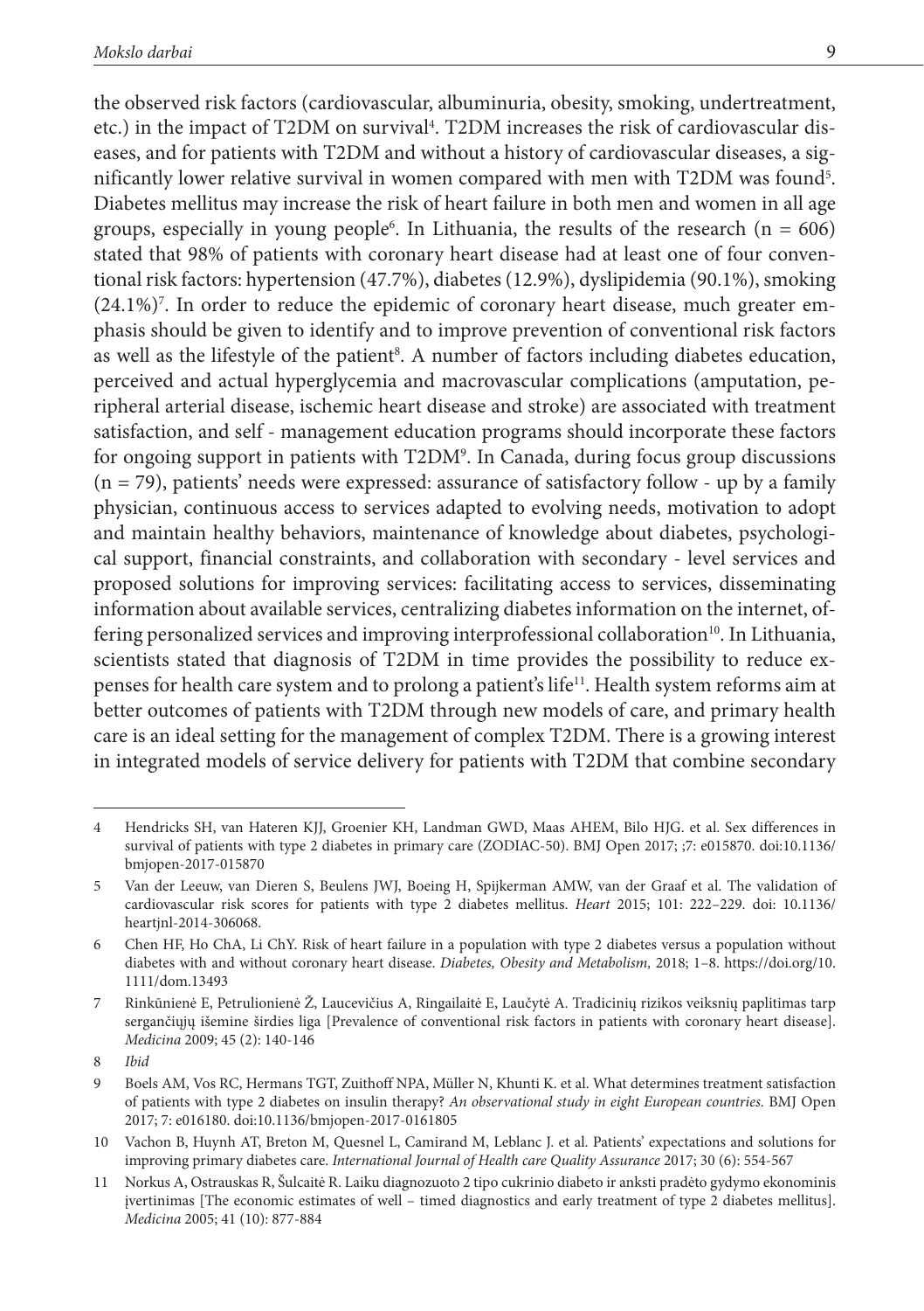the observed risk factors (cardiovascular, albuminuria, obesity, smoking, undertreatment, etc.) in the impact of T2DM on survival[4]. T2DM increases the risk of cardiovascular diseases, and for patients with T2DM and without a history of cardiovascular diseases, a significantly lower relative survival in women compared with men with T2DM was found[5]. Diabetes mellitus may increase the risk of heart failure in both men and women in all age groups, especially in young people[6]. In Lithuania, the results of the research (n = 606) stated that 98% of patients with coronary heart disease had at least one of four conventional risk factors: hypertension (47.7%), diabetes (12.9%), dyslipidemia (90.1%), smoking (24.1%)[7]. In order to reduce the epidemic of coronary heart disease, much greater emphasis should be given to identify and to improve prevention of conventional risk factors as well as the lifestyle of the patient[8]. A number of factors including diabetes education, perceived and actual hyperglycemia and macrovascular complications (amputation, peripheral arterial disease, ischemic heart disease and stroke) are associated with treatment satisfaction, and self - management education programs should incorporate these factors for ongoing support in patients with T2DM[9]. In Canada, during focus group discussions (n = 79), patients' needs were expressed: assurance of satisfactory follow - up by a family physician, continuous access to services adapted to evolving needs, motivation to adopt and maintain healthy behaviors, maintenance of knowledge about diabetes, psychological support, financial constraints, and collaboration with secondary - level services and proposed solutions for improving services: facilitating access to services, disseminating information about available services, centralizing diabetes information on the internet, offering personalized services and improving interprofessional collaboration[10]. In Lithuania, scientists stated that diagnosis of T2DM in time provides the possibility to reduce expenses for health care system and to prolong a patient's life[11]. Health system reforms aim at better outcomes of patients with T2DM through new models of care, and primary health care is an ideal setting for the management of complex T2DM. There is a growing interest in integrated models of service delivery for patients with T2DM that combine secondary

---

4 Hendricks SH, van Hateren KJJ, Groenier KH, Landman GWD, Maas AHEM, Bilo HJG. et al. Sex differences in survival of patients with type 2 diabetes in primary care (ZODIAC-50). BMJ Open 2017; ;7: e015870. doi:10.1136/bmjopen-2017-015870

5 Van der Leeuw, van Dieren S, Beulens JWJ, Boeing H, Spijkerman AMW, van der Graaf et al. The validation of cardiovascular risk scores for patients with type 2 diabetes mellitus. *Heart* 2015; 101: 222–229. doi: 10.1136/heartjnl-2014-306068.

6 Chen HF, Ho ChA, Li ChY. Risk of heart failure in a population with type 2 diabetes versus a population without diabetes with and without coronary heart disease. *Diabetes, Obesity and Metabolism,* 2018; 1–8. https://doi.org/10.1111/dom.13493

7 Rinkūnienė E, Petrulionienė Ž, Laucevičius A, Ringailaitė E, Laučytė A. Tradicinių rizikos veiksnių paplitimas tarp sergančiųjų išemine širdies liga [Prevalence of conventional risk factors in patients with coronary heart disease]. *Medicina* 2009; 45 (2): 140-146

8 *Ibid*

9 Boels AM, Vos RC, Hermans TGT, Zuithoff NPA, Müller N, Khunti K. et al. What determines treatment satisfaction of patients with type 2 diabetes on insulin therapy? *An observational study in eight European countries.* BMJ Open 2017; 7: e016180. doi:10.1136/bmjopen-2017-0161805

10 Vachon B, Huynh AT, Breton M, Quesnel L, Camirand M, Leblanc J. et al. Patients' expectations and solutions for improving primary diabetes care. *International Journal of Health care Quality Assurance* 2017; 30 (6): 554-567

11 Norkus A, Ostrauskas R, Šulcaitė R. Laiku diagnozuoto 2 tipo cukrinio diabeto ir anksti pradėto gydymo ekonominis įvertinimas [The economic estimates of well – timed diagnostics and early treatment of type 2 diabetes mellitus]. *Medicina* 2005; 41 (10): 877-884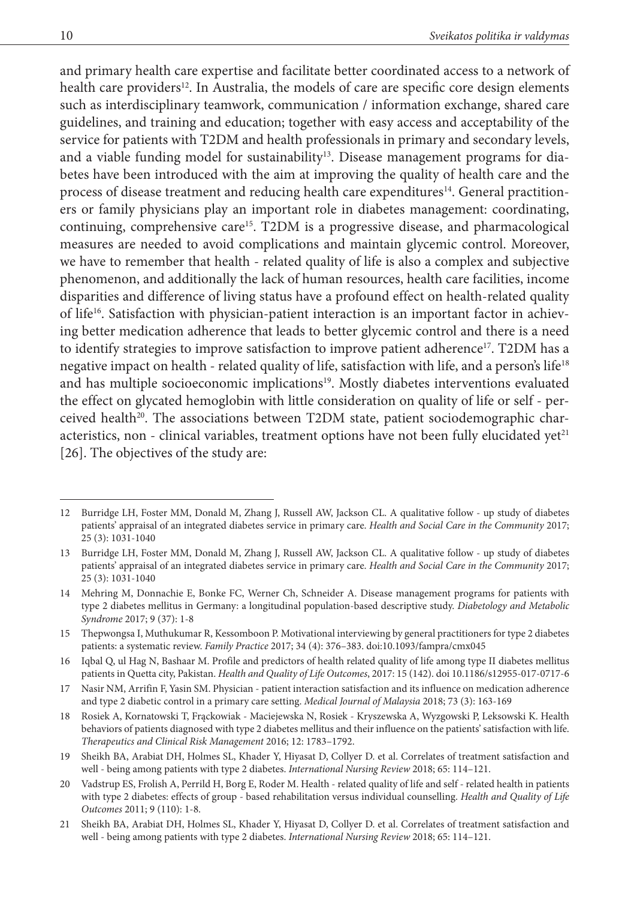and primary health care expertise and facilitate better coordinated access to a network of health care providers[12]. In Australia, the models of care are specific core design elements such as interdisciplinary teamwork, communication / information exchange, shared care guidelines, and training and education; together with easy access and acceptability of the service for patients with T2DM and health professionals in primary and secondary levels, and a viable funding model for sustainability[13]. Disease management programs for diabetes have been introduced with the aim at improving the quality of health care and the process of disease treatment and reducing health care expenditures[14]. General practitioners or family physicians play an important role in diabetes management: coordinating, continuing, comprehensive care[15]. T2DM is a progressive disease, and pharmacological measures are needed to avoid complications and maintain glycemic control. Moreover, we have to remember that health - related quality of life is also a complex and subjective phenomenon, and additionally the lack of human resources, health care facilities, income disparities and difference of living status have a profound effect on health-related quality of life[16]. Satisfaction with physician-patient interaction is an important factor in achieving better medication adherence that leads to better glycemic control and there is a need to identify strategies to improve satisfaction to improve patient adherence[17]. T2DM has a negative impact on health - related quality of life, satisfaction with life, and a person's life[18] and has multiple socioeconomic implications[19]. Mostly diabetes interventions evaluated the effect on glycated hemoglobin with little consideration on quality of life or self - perceived health[20]. The associations between T2DM state, patient sociodemographic characteristics, non - clinical variables, treatment options have not been fully elucidated yet[21] [26]. The objectives of the study are:

---

12 Burridge LH, Foster MM, Donald M, Zhang J, Russell AW, Jackson CL. A qualitative follow - up study of diabetes patients' appraisal of an integrated diabetes service in primary care. *Health and Social Care in the Community* 2017; 25 (3): 1031-1040

13 Burridge LH, Foster MM, Donald M, Zhang J, Russell AW, Jackson CL. A qualitative follow - up study of diabetes patients' appraisal of an integrated diabetes service in primary care. *Health and Social Care in the Community* 2017; 25 (3): 1031-1040

14 Mehring M, Donnachie E, Bonke FC, Werner Ch, Schneider A. Disease management programs for patients with type 2 diabetes mellitus in Germany: a longitudinal population-based descriptive study. *Diabetology and Metabolic Syndrome* 2017; 9 (37): 1-8

15 Thepwongsa I, Muthukumar R, Kessomboon P. Motivational interviewing by general practitioners for type 2 diabetes patients: a systematic review. *Family Practice* 2017; 34 (4): 376–383. doi:10.1093/fampra/cmx045

16 Iqbal Q, ul Hag N, Bashaar M. Profile and predictors of health related quality of life among type II diabetes mellitus patients in Quetta city, Pakistan. *Health and Quality of Life Outcomes*, 2017: 15 (142). doi 10.1186/s12955-017-0717-6

17 Nasir NM, Arrifin F, Yasin SM. Physician - patient interaction satisfaction and its influence on medication adherence and type 2 diabetic control in a primary care setting. *Medical Journal of Malaysia* 2018; 73 (3): 163-169

18 Rosiek A, Kornatowski T, Frąckowiak - Maciejewska N, Rosiek - Kryszewska A, Wyzgowski P, Leksowski K. Health behaviors of patients diagnosed with type 2 diabetes mellitus and their influence on the patients' satisfaction with life. *Therapeutics and Clinical Risk Management* 2016; 12: 1783–1792.

19 Sheikh BA, Arabiat DH, Holmes SL, Khader Y, Hiyasat D, Collyer D. et al. Correlates of treatment satisfaction and well - being among patients with type 2 diabetes. *International Nursing Review* 2018; 65: 114–121.

20 Vadstrup ES, Frolish A, Perrild H, Borg E, Roder M. Health - related quality of life and self - related health in patients with type 2 diabetes: effects of group - based rehabilitation versus individual counselling. *Health and Quality of Life Outcomes* 2011; 9 (110): 1-8.

21 Sheikh BA, Arabiat DH, Holmes SL, Khader Y, Hiyasat D, Collyer D. et al. Correlates of treatment satisfaction and well - being among patients with type 2 diabetes. *International Nursing Review* 2018; 65: 114–121.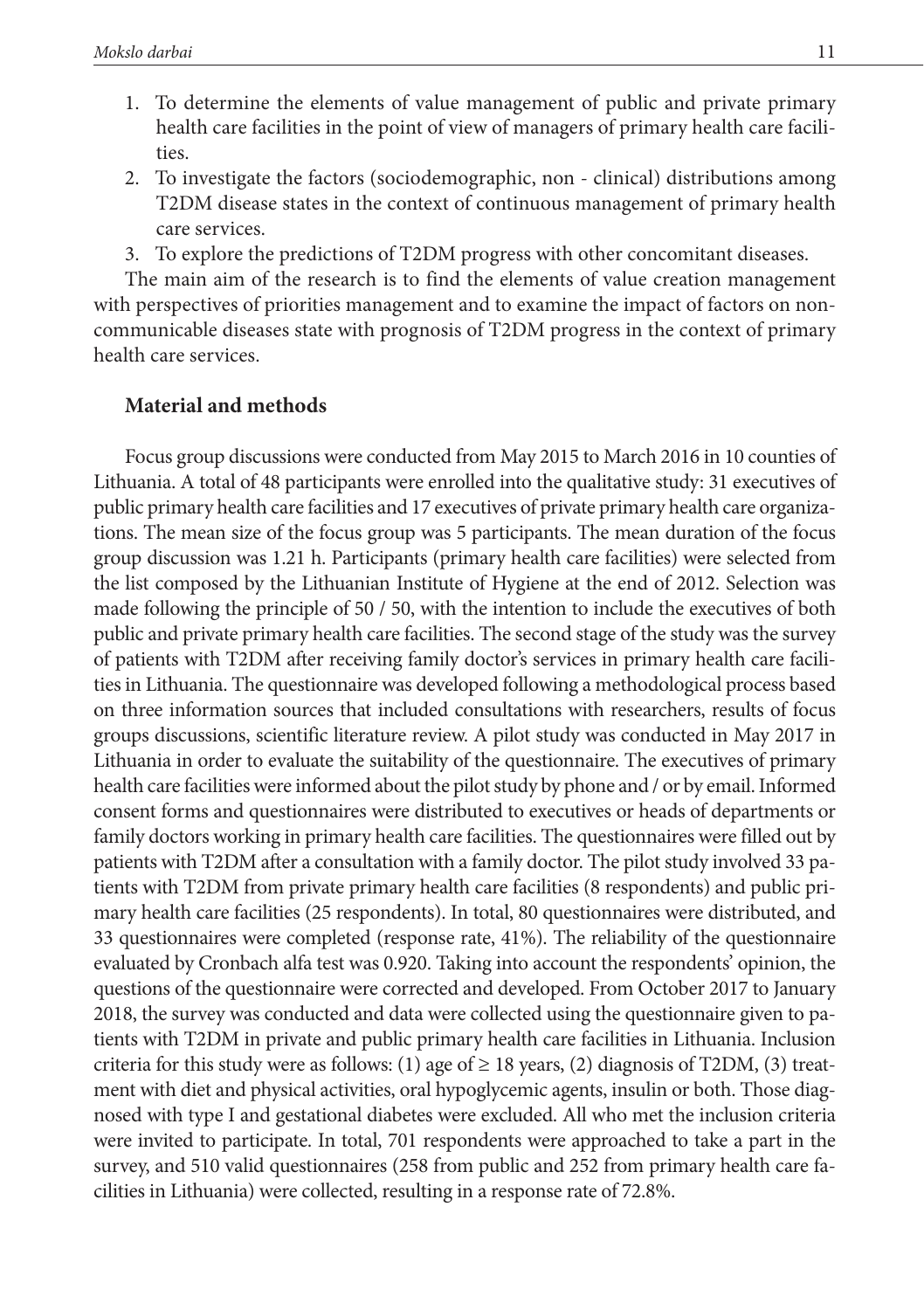1. To determine the elements of value management of public and private primary health care facilities in the point of view of managers of primary health care facilities.
2. To investigate the factors (sociodemographic, non - clinical) distributions among T2DM disease states in the context of continuous management of primary health care services.
3. To explore the predictions of T2DM progress with other concomitant diseases.

The main aim of the research is to find the elements of value creation management with perspectives of priorities management and to examine the impact of factors on non-communicable diseases state with prognosis of T2DM progress in the context of primary health care services.

## Material and methods

Focus group discussions were conducted from May 2015 to March 2016 in 10 counties of Lithuania. A total of 48 participants were enrolled into the qualitative study: 31 executives of public primary health care facilities and 17 executives of private primary health care organizations. The mean size of the focus group was 5 participants. The mean duration of the focus group discussion was 1.21 h. Participants (primary health care facilities) were selected from the list composed by the Lithuanian Institute of Hygiene at the end of 2012. Selection was made following the principle of 50 / 50, with the intention to include the executives of both public and private primary health care facilities. The second stage of the study was the survey of patients with T2DM after receiving family doctor's services in primary health care facilities in Lithuania. The questionnaire was developed following a methodological process based on three information sources that included consultations with researchers, results of focus groups discussions, scientific literature review. A pilot study was conducted in May 2017 in Lithuania in order to evaluate the suitability of the questionnaire. The executives of primary health care facilities were informed about the pilot study by phone and / or by email. Informed consent forms and questionnaires were distributed to executives or heads of departments or family doctors working in primary health care facilities. The questionnaires were filled out by patients with T2DM after a consultation with a family doctor. The pilot study involved 33 patients with T2DM from private primary health care facilities (8 respondents) and public primary health care facilities (25 respondents). In total, 80 questionnaires were distributed, and 33 questionnaires were completed (response rate, 41%). The reliability of the questionnaire evaluated by Cronbach alfa test was 0.920. Taking into account the respondents' opinion, the questions of the questionnaire were corrected and developed. From October 2017 to January 2018, the survey was conducted and data were collected using the questionnaire given to patients with T2DM in private and public primary health care facilities in Lithuania. Inclusion criteria for this study were as follows: (1) age of $\geq 18$ years, (2) diagnosis of T2DM, (3) treatment with diet and physical activities, oral hypoglycemic agents, insulin or both. Those diagnosed with type I and gestational diabetes were excluded. All who met the inclusion criteria were invited to participate. In total, 701 respondents were approached to take a part in the survey, and 510 valid questionnaires (258 from public and 252 from primary health care facilities in Lithuania) were collected, resulting in a response rate of 72.8%.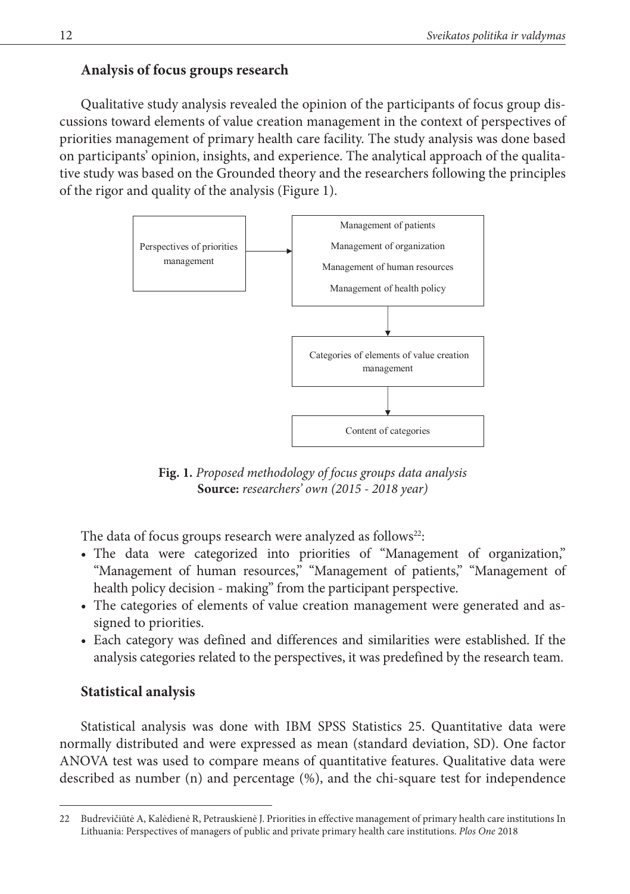## Analysis of focus groups research

Qualitative study analysis revealed the opinion of the participants of focus group discussions toward elements of value creation management in the context of perspectives of priorities management of primary health care facility. The study analysis was done based on participants' opinion, insights, and experience. The analytical approach of the qualitative study was based on the Grounded theory and the researchers following the principles of the rigor and quality of the analysis (Figure 1).

Perspectives of priorities management → Management of patients; Management of organization; Management of human resources; Management of health policy → Categories of elements of value creation management → Content of categories

**Fig. 1.** *Proposed methodology of focus groups data analysis*
**Source:** *researchers' own (2015 - 2018 year)*

The data of focus groups research were analyzed as follows[22]:

- The data were categorized into priorities of "Management of organization," "Management of human resources," "Management of patients," "Management of health policy decision - making" from the participant perspective.
- The categories of elements of value creation management were generated and assigned to priorities.
- Each category was defined and differences and similarities were established. If the analysis categories related to the perspectives, it was predefined by the research team.

## Statistical analysis

Statistical analysis was done with IBM SPSS Statistics 25. Quantitative data were normally distributed and were expressed as mean (standard deviation, SD). One factor ANOVA test was used to compare means of quantitative features. Qualitative data were described as number (n) and percentage (%), and the chi-square test for independence

---

22 Budrevičiūtė A, Kalėdienė R, Petrauskienė J. Priorities in effective management of primary health care institutions In Lithuania: Perspectives of managers of public and private primary health care institutions. *Plos One* 2018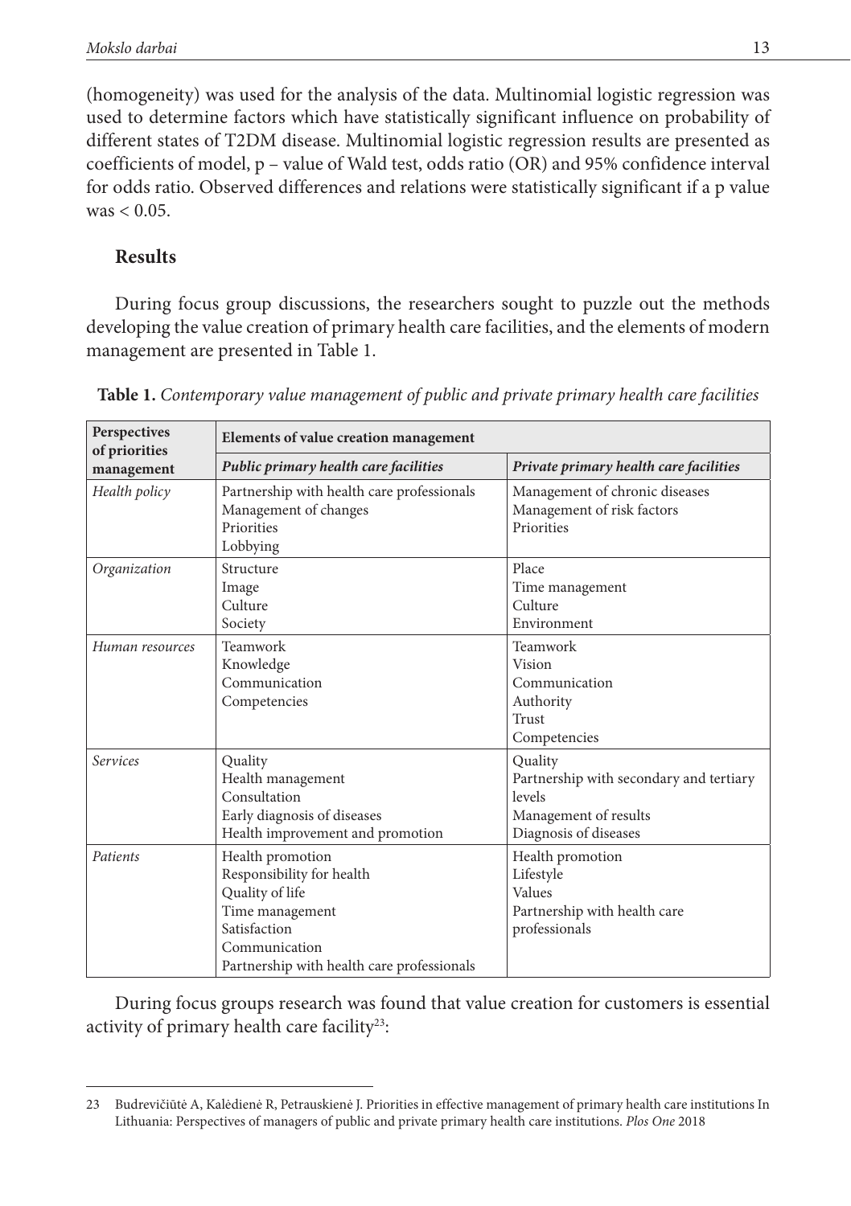(homogeneity) was used for the analysis of the data. Multinomial logistic regression was used to determine factors which have statistically significant influence on probability of different states of T2DM disease. Multinomial logistic regression results are presented as coefficients of model, p – value of Wald test, odds ratio (OR) and 95% confidence interval for odds ratio. Observed differences and relations were statistically significant if a p value was $< 0.05$.

## Results

During focus group discussions, the researchers sought to puzzle out the methods developing the value creation of primary health care facilities, and the elements of modern management are presented in Table 1.

**Table 1.** *Contemporary value management of public and private primary health care facilities*

| Perspectives of priorities management | Elements of value creation management | |
|---|---|---|
| | *Public primary health care facilities* | *Private primary health care facilities* |
| *Health policy* | Partnership with health care professionals<br>Management of changes<br>Priorities<br>Lobbying | Management of chronic diseases<br>Management of risk factors<br>Priorities |
| *Organization* | Structure<br>Image<br>Culture<br>Society | Place<br>Time management<br>Culture<br>Environment |
| *Human resources* | Teamwork<br>Knowledge<br>Communication<br>Competencies | Teamwork<br>Vision<br>Communication<br>Authority<br>Trust<br>Competencies |
| *Services* | Quality<br>Health management<br>Consultation<br>Early diagnosis of diseases<br>Health improvement and promotion | Quality<br>Partnership with secondary and tertiary levels<br>Management of results<br>Diagnosis of diseases |
| *Patients* | Health promotion<br>Responsibility for health<br>Quality of life<br>Time management<br>Satisfaction<br>Communication<br>Partnership with health care professionals | Health promotion<br>Lifestyle<br>Values<br>Partnership with health care professionals |

During focus groups research was found that value creation for customers is essential activity of primary health care facility[23]:

---

23 Budrevičiūtė A, Kalėdienė R, Petrauskienė J. Priorities in effective management of primary health care institutions In Lithuania: Perspectives of managers of public and private primary health care institutions. *Plos One* 2018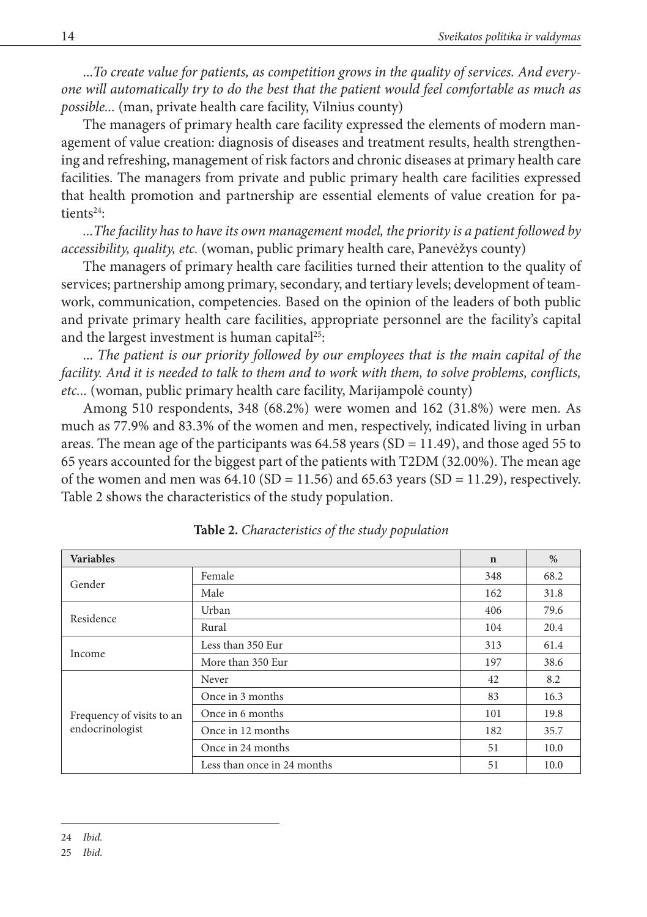*...To create value for patients, as competition grows in the quality of services. And everyone will automatically try to do the best that the patient would feel comfortable as much as possible...* (man, private health care facility, Vilnius county)

The managers of primary health care facility expressed the elements of modern management of value creation: diagnosis of diseases and treatment results, health strengthening and refreshing, management of risk factors and chronic diseases at primary health care facilities. The managers from private and public primary health care facilities expressed that health promotion and partnership are essential elements of value creation for patients[24]:

*...The facility has to have its own management model, the priority is a patient followed by accessibility, quality, etc.* (woman, public primary health care, Panevėžys county)

The managers of primary health care facilities turned their attention to the quality of services; partnership among primary, secondary, and tertiary levels; development of teamwork, communication, competencies. Based on the opinion of the leaders of both public and private primary health care facilities, appropriate personnel are the facility's capital and the largest investment is human capital[25]:

*... The patient is our priority followed by our employees that is the main capital of the facility. And it is needed to talk to them and to work with them, to solve problems, conflicts, etc...* (woman, public primary health care facility, Marijampolė county)

Among 510 respondents, 348 (68.2%) were women and 162 (31.8%) were men. As much as 77.9% and 83.3% of the women and men, respectively, indicated living in urban areas. The mean age of the participants was 64.58 years (SD = 11.49), and those aged 55 to 65 years accounted for the biggest part of the patients with T2DM (32.00%). The mean age of the women and men was 64.10 (SD = 11.56) and 65.63 years (SD = 11.29), respectively. Table 2 shows the characteristics of the study population.

**Table 2.** *Characteristics of the study population*

| Variables | | n | % |
|---|---|---|---|
| Gender | Female | 348 | 68.2 |
| | Male | 162 | 31.8 |
| Residence | Urban | 406 | 79.6 |
| | Rural | 104 | 20.4 |
| Income | Less than 350 Eur | 313 | 61.4 |
| | More than 350 Eur | 197 | 38.6 |
| Frequency of visits to an endocrinologist | Never | 42 | 8.2 |
| | Once in 3 months | 83 | 16.3 |
| | Once in 6 months | 101 | 19.8 |
| | Once in 12 months | 182 | 35.7 |
| | Once in 24 months | 51 | 10.0 |
| | Less than once in 24 months | 51 | 10.0 |

24 *Ibid.*

25 *Ibid.*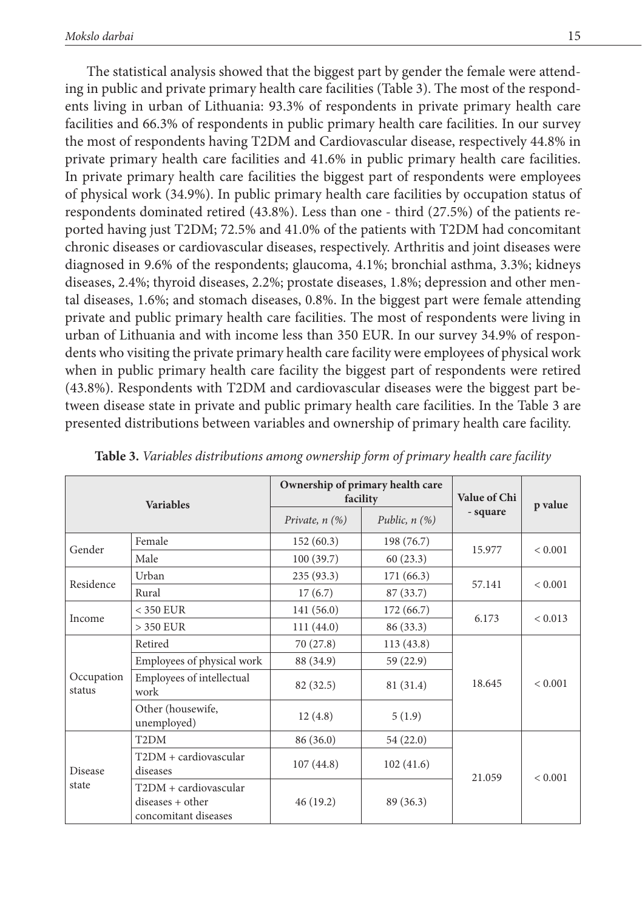The statistical analysis showed that the biggest part by gender the female were attending in public and private primary health care facilities (Table 3). The most of the respondents living in urban of Lithuania: 93.3% of respondents in private primary health care facilities and 66.3% of respondents in public primary health care facilities. In our survey the most of respondents having T2DM and Cardiovascular disease, respectively 44.8% in private primary health care facilities and 41.6% in public primary health care facilities. In private primary health care facilities the biggest part of respondents were employees of physical work (34.9%). In public primary health care facilities by occupation status of respondents dominated retired (43.8%). Less than one - third (27.5%) of the patients reported having just T2DM; 72.5% and 41.0% of the patients with T2DM had concomitant chronic diseases or cardiovascular diseases, respectively. Arthritis and joint diseases were diagnosed in 9.6% of the respondents; glaucoma, 4.1%; bronchial asthma, 3.3%; kidneys diseases, 2.4%; thyroid diseases, 2.2%; prostate diseases, 1.8%; depression and other mental diseases, 1.6%; and stomach diseases, 0.8%. In the biggest part were female attending private and public primary health care facilities. The most of respondents were living in urban of Lithuania and with income less than 350 EUR. In our survey 34.9% of respondents who visiting the private primary health care facility were employees of physical work when in public primary health care facility the biggest part of respondents were retired (43.8%). Respondents with T2DM and cardiovascular diseases were the biggest part between disease state in private and public primary health care facilities. In the Table 3 are presented distributions between variables and ownership of primary health care facility.

**Table 3.** *Variables distributions among ownership form of primary health care facility*

| Variables | | Ownership of primary health care facility | | Value of Chi - square | p value |
|---|---|---|---|---|---|
| | | *Private, n (%)* | *Public, n (%)* | | |
| Gender | Female | 152 (60.3) | 198 (76.7) | 15.977 | < 0.001 |
| | Male | 100 (39.7) | 60 (23.3) | | |
| Residence | Urban | 235 (93.3) | 171 (66.3) | 57.141 | < 0.001 |
| | Rural | 17 (6.7) | 87 (33.7) | | |
| Income | < 350 EUR | 141 (56.0) | 172 (66.7) | 6.173 | < 0.013 |
| | > 350 EUR | 111 (44.0) | 86 (33.3) | | |
| Occupation status | Retired | 70 (27.8) | 113 (43.8) | 18.645 | < 0.001 |
| | Employees of physical work | 88 (34.9) | 59 (22.9) | | |
| | Employees of intellectual work | 82 (32.5) | 81 (31.4) | | |
| | Other (housewife, unemployed) | 12 (4.8) | 5 (1.9) | | |
| Disease state | T2DM | 86 (36.0) | 54 (22.0) | 21.059 | < 0.001 |
| | T2DM + cardiovascular diseases | 107 (44.8) | 102 (41.6) | | |
| | T2DM + cardiovascular diseases + other concomitant diseases | 46 (19.2) | 89 (36.3) | | |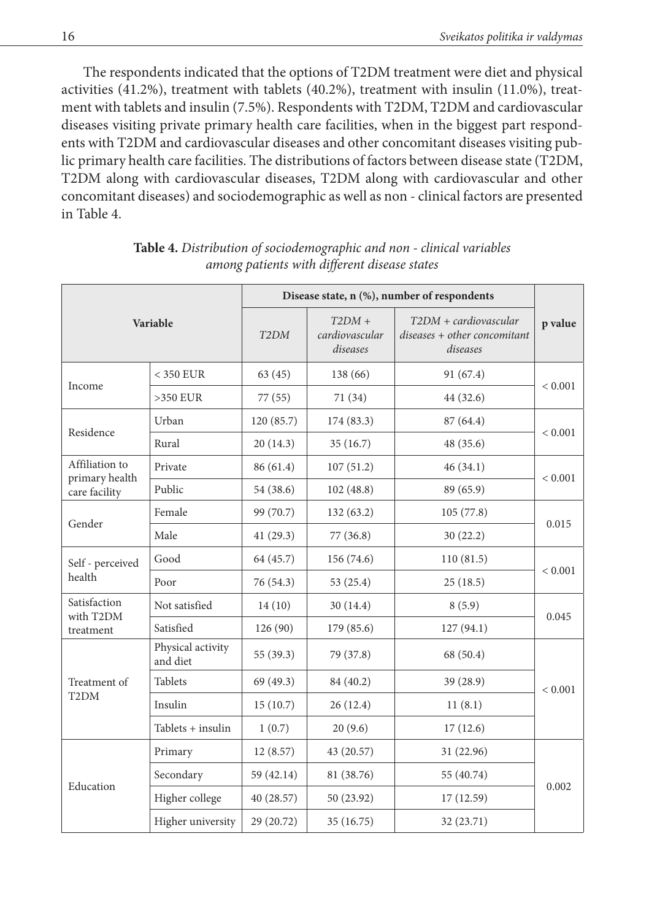The respondents indicated that the options of T2DM treatment were diet and physical activities (41.2%), treatment with tablets (40.2%), treatment with insulin (11.0%), treatment with tablets and insulin (7.5%). Respondents with T2DM, T2DM and cardiovascular diseases visiting private primary health care facilities, when in the biggest part respondents with T2DM and cardiovascular diseases and other concomitant diseases visiting public primary health care facilities. The distributions of factors between disease state (T2DM, T2DM along with cardiovascular diseases, T2DM along with cardiovascular and other concomitant diseases) and sociodemographic as well as non - clinical factors are presented in Table 4.

**Table 4.** *Distribution of sociodemographic and non - clinical variables among patients with different disease states*

| Variable | | Disease state, n (%), number of respondents | | | p value |
|---|---|---|---|---|---|
| | | *T2DM* | *T2DM + cardiovascular diseases* | *T2DM + cardiovascular diseases + other concomitant diseases* | |
| Income | < 350 EUR | 63 (45) | 138 (66) | 91 (67.4) | < 0.001 |
| | >350 EUR | 77 (55) | 71 (34) | 44 (32.6) | |
| Residence | Urban | 120 (85.7) | 174 (83.3) | 87 (64.4) | < 0.001 |
| | Rural | 20 (14.3) | 35 (16.7) | 48 (35.6) | |
| Affiliation to primary health care facility | Private | 86 (61.4) | 107 (51.2) | 46 (34.1) | < 0.001 |
| | Public | 54 (38.6) | 102 (48.8) | 89 (65.9) | |
| Gender | Female | 99 (70.7) | 132 (63.2) | 105 (77.8) | 0.015 |
| | Male | 41 (29.3) | 77 (36.8) | 30 (22.2) | |
| Self - perceived health | Good | 64 (45.7) | 156 (74.6) | 110 (81.5) | < 0.001 |
| | Poor | 76 (54.3) | 53 (25.4) | 25 (18.5) | |
| Satisfaction with T2DM treatment | Not satisfied | 14 (10) | 30 (14.4) | 8 (5.9) | 0.045 |
| | Satisfied | 126 (90) | 179 (85.6) | 127 (94.1) | |
| Treatment of T2DM | Physical activity and diet | 55 (39.3) | 79 (37.8) | 68 (50.4) | < 0.001 |
| | Tablets | 69 (49.3) | 84 (40.2) | 39 (28.9) | |
| | Insulin | 15 (10.7) | 26 (12.4) | 11 (8.1) | |
| | Tablets + insulin | 1 (0.7) | 20 (9.6) | 17 (12.6) | |
| Education | Primary | 12 (8.57) | 43 (20.57) | 31 (22.96) | 0.002 |
| | Secondary | 59 (42.14) | 81 (38.76) | 55 (40.74) | |
| | Higher college | 40 (28.57) | 50 (23.92) | 17 (12.59) | |
| | Higher university | 29 (20.72) | 35 (16.75) | 32 (23.71) | |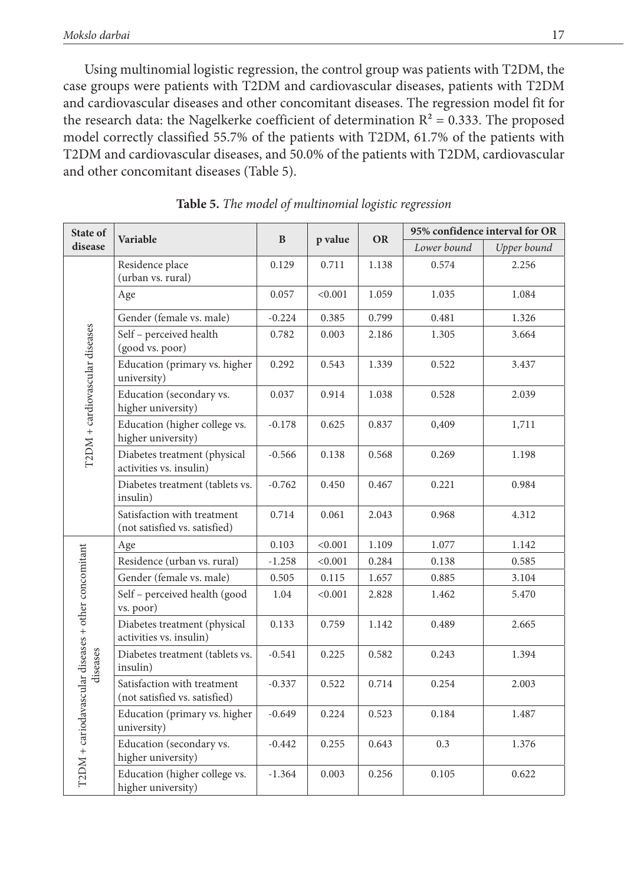Using multinomial logistic regression, the control group was patients with T2DM, the case groups were patients with T2DM and cardiovascular diseases, patients with T2DM and cardiovascular diseases and other concomitant diseases. The regression model fit for the research data: the Nagelkerke coefficient of determination $R^2 = 0.333$. The proposed model correctly classified 55.7% of the patients with T2DM, 61.7% of the patients with T2DM and cardiovascular diseases, and 50.0% of the patients with T2DM, cardiovascular and other concomitant diseases (Table 5).

**Table 5.** *The model of multinomial logistic regression*

| State of disease | Variable | B | p value | OR | 95% confidence interval for OR | |
|---|---|---|---|---|---|---|
| | | | | | *Lower bound* | *Upper bound* |
| T2DM + cardiovascular diseases | Residence place (urban vs. rural) | 0.129 | 0.711 | 1.138 | 0.574 | 2.256 |
| | Age | 0.057 | <0.001 | 1.059 | 1.035 | 1.084 |
| | Gender (female vs. male) | -0.224 | 0.385 | 0.799 | 0.481 | 1.326 |
| | Self – perceived health (good vs. poor) | 0.782 | 0.003 | 2.186 | 1.305 | 3.664 |
| | Education (primary vs. higher university) | 0.292 | 0.543 | 1.339 | 0.522 | 3.437 |
| | Education (secondary vs. higher university) | 0.037 | 0.914 | 1.038 | 0.528 | 2.039 |
| | Education (higher college vs. higher university) | -0.178 | 0.625 | 0.837 | 0,409 | 1,711 |
| | Diabetes treatment (physical activities vs. insulin) | -0.566 | 0.138 | 0.568 | 0.269 | 1.198 |
| | Diabetes treatment (tablets vs. insulin) | -0.762 | 0.450 | 0.467 | 0.221 | 0.984 |
| | Satisfaction with treatment (not satisfied vs. satisfied) | 0.714 | 0.061 | 2.043 | 0.968 | 4.312 |
| T2DM + cariodavascular diseases + other concomitant diseases | Age | 0.103 | <0.001 | 1.109 | 1.077 | 1.142 |
| | Residence (urban vs. rural) | -1.258 | <0.001 | 0.284 | 0.138 | 0.585 |
| | Gender (female vs. male) | 0.505 | 0.115 | 1.657 | 0.885 | 3.104 |
| | Self – perceived health (good vs. poor) | 1.04 | <0.001 | 2.828 | 1.462 | 5.470 |
| | Diabetes treatment (physical activities vs. insulin) | 0.133 | 0.759 | 1.142 | 0.489 | 2.665 |
| | Diabetes treatment (tablets vs. insulin) | -0.541 | 0.225 | 0.582 | 0.243 | 1.394 |
| | Satisfaction with treatment (not satisfied vs. satisfied) | -0.337 | 0.522 | 0.714 | 0.254 | 2.003 |
| | Education (primary vs. higher university) | -0.649 | 0.224 | 0.523 | 0.184 | 1.487 |
| | Education (secondary vs. higher university) | -0.442 | 0.255 | 0.643 | 0.3 | 1.376 |
| | Education (higher college vs. higher university) | -1.364 | 0.003 | 0.256 | 0.105 | 0.622 |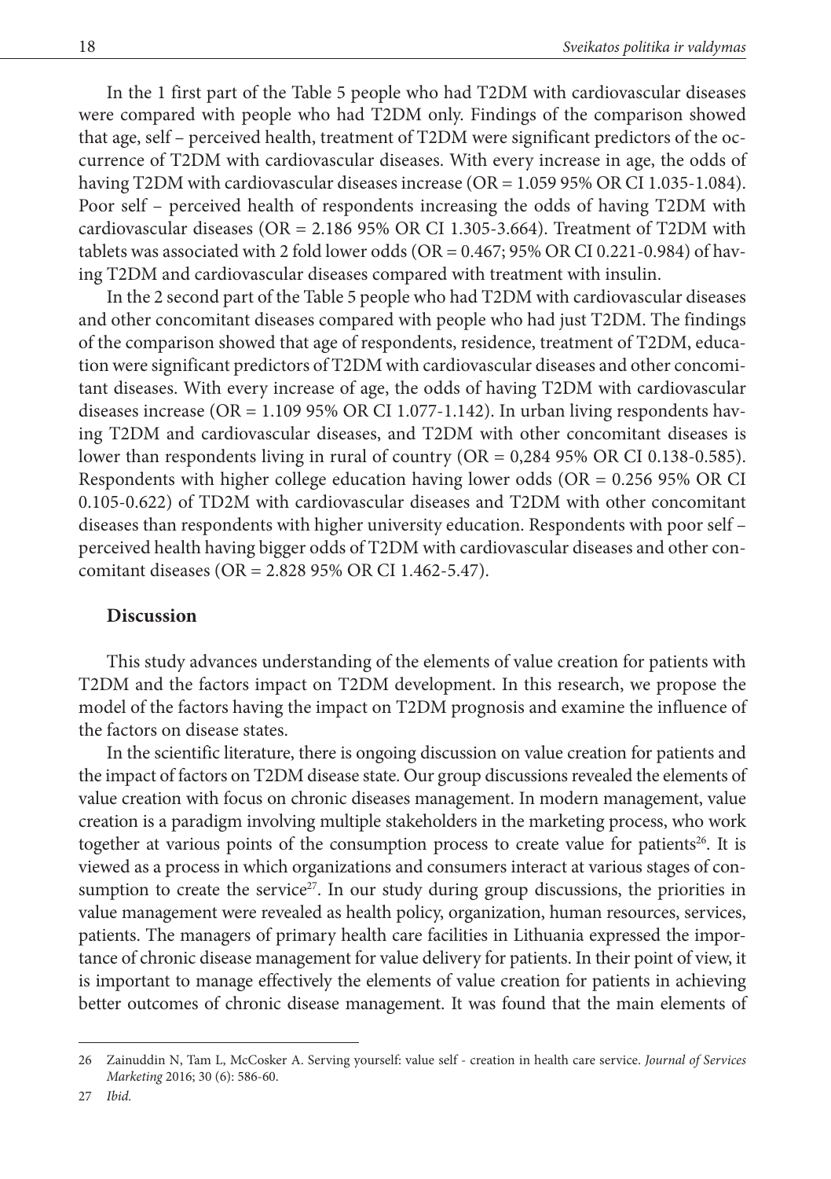In the 1 first part of the Table 5 people who had T2DM with cardiovascular diseases were compared with people who had T2DM only. Findings of the comparison showed that age, self – perceived health, treatment of T2DM were significant predictors of the occurrence of T2DM with cardiovascular diseases. With every increase in age, the odds of having T2DM with cardiovascular diseases increase (OR = 1.059 95% OR CI 1.035-1.084). Poor self – perceived health of respondents increasing the odds of having T2DM with cardiovascular diseases (OR = 2.186 95% OR CI 1.305-3.664). Treatment of T2DM with tablets was associated with 2 fold lower odds (OR = 0.467; 95% OR CI 0.221-0.984) of having T2DM and cardiovascular diseases compared with treatment with insulin.

In the 2 second part of the Table 5 people who had T2DM with cardiovascular diseases and other concomitant diseases compared with people who had just T2DM. The findings of the comparison showed that age of respondents, residence, treatment of T2DM, education were significant predictors of T2DM with cardiovascular diseases and other concomitant diseases. With every increase of age, the odds of having T2DM with cardiovascular diseases increase (OR = 1.109 95% OR CI 1.077-1.142). In urban living respondents having T2DM and cardiovascular diseases, and T2DM with other concomitant diseases is lower than respondents living in rural of country (OR = 0,284 95% OR CI 0.138-0.585). Respondents with higher college education having lower odds (OR = 0.256 95% OR CI 0.105-0.622) of TD2M with cardiovascular diseases and T2DM with other concomitant diseases than respondents with higher university education. Respondents with poor self – perceived health having bigger odds of T2DM with cardiovascular diseases and other concomitant diseases (OR = 2.828 95% OR CI 1.462-5.47).

## Discussion

This study advances understanding of the elements of value creation for patients with T2DM and the factors impact on T2DM development. In this research, we propose the model of the factors having the impact on T2DM prognosis and examine the influence of the factors on disease states.

In the scientific literature, there is ongoing discussion on value creation for patients and the impact of factors on T2DM disease state. Our group discussions revealed the elements of value creation with focus on chronic diseases management. In modern management, value creation is a paradigm involving multiple stakeholders in the marketing process, who work together at various points of the consumption process to create value for patients[26]. It is viewed as a process in which organizations and consumers interact at various stages of consumption to create the service[27]. In our study during group discussions, the priorities in value management were revealed as health policy, organization, human resources, services, patients. The managers of primary health care facilities in Lithuania expressed the importance of chronic disease management for value delivery for patients. In their point of view, it is important to manage effectively the elements of value creation for patients in achieving better outcomes of chronic disease management. It was found that the main elements of

---

26 Zainuddin N, Tam L, McCosker A. Serving yourself: value self - creation in health care service. *Journal of Services Marketing* 2016; 30 (6): 586-60.

27 *Ibid.*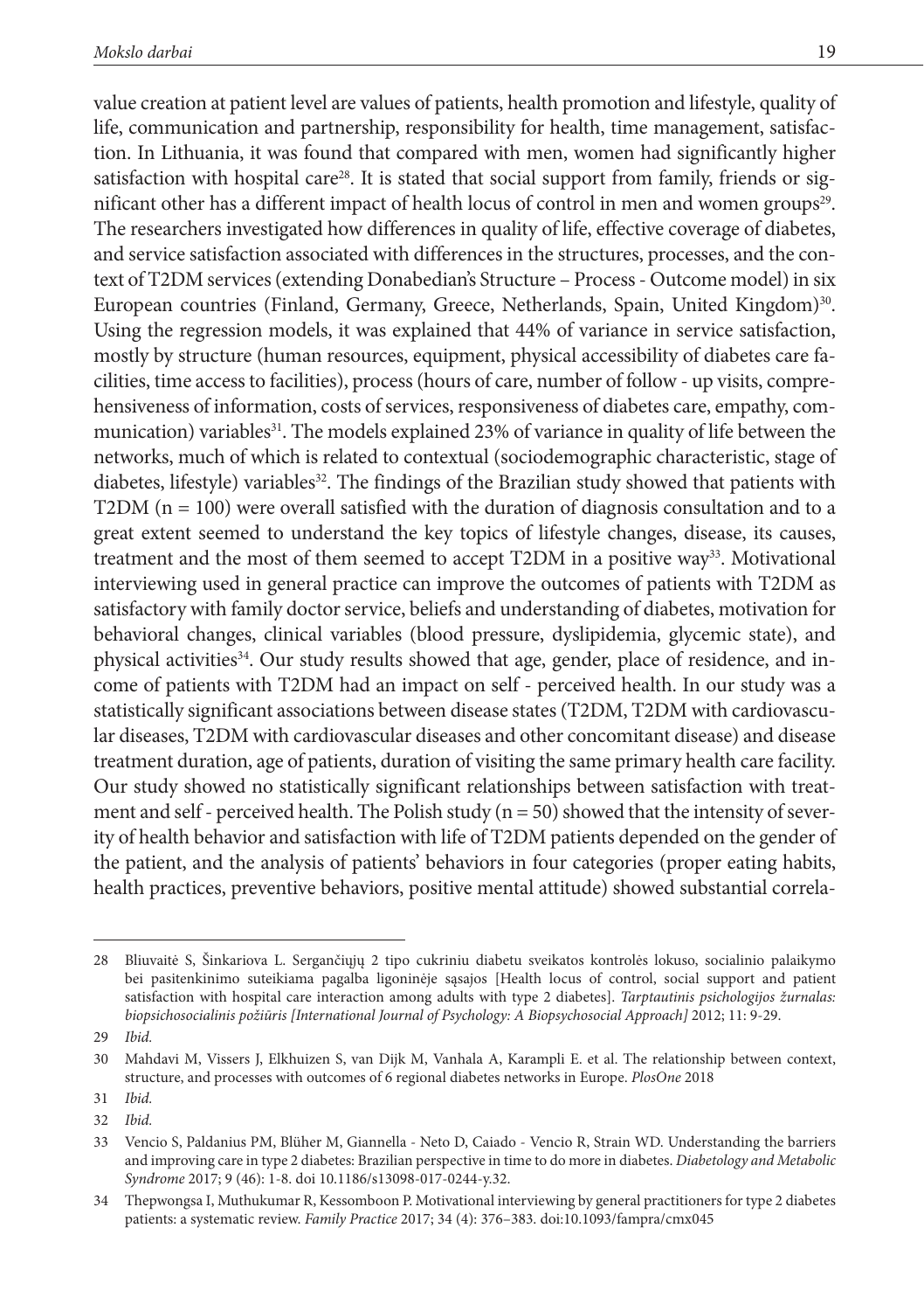value creation at patient level are values of patients, health promotion and lifestyle, quality of life, communication and partnership, responsibility for health, time management, satisfaction. In Lithuania, it was found that compared with men, women had significantly higher satisfaction with hospital care[28]. It is stated that social support from family, friends or significant other has a different impact of health locus of control in men and women groups[29]. The researchers investigated how differences in quality of life, effective coverage of diabetes, and service satisfaction associated with differences in the structures, processes, and the context of T2DM services (extending Donabedian's Structure – Process - Outcome model) in six European countries (Finland, Germany, Greece, Netherlands, Spain, United Kingdom)[30]. Using the regression models, it was explained that 44% of variance in service satisfaction, mostly by structure (human resources, equipment, physical accessibility of diabetes care facilities, time access to facilities), process (hours of care, number of follow - up visits, comprehensiveness of information, costs of services, responsiveness of diabetes care, empathy, communication) variables[31]. The models explained 23% of variance in quality of life between the networks, much of which is related to contextual (sociodemographic characteristic, stage of diabetes, lifestyle) variables[32]. The findings of the Brazilian study showed that patients with T2DM (n = 100) were overall satisfied with the duration of diagnosis consultation and to a great extent seemed to understand the key topics of lifestyle changes, disease, its causes, treatment and the most of them seemed to accept T2DM in a positive way[33]. Motivational interviewing used in general practice can improve the outcomes of patients with T2DM as satisfactory with family doctor service, beliefs and understanding of diabetes, motivation for behavioral changes, clinical variables (blood pressure, dyslipidemia, glycemic state), and physical activities[34]. Our study results showed that age, gender, place of residence, and income of patients with T2DM had an impact on self - perceived health. In our study was a statistically significant associations between disease states (T2DM, T2DM with cardiovascular diseases, T2DM with cardiovascular diseases and other concomitant disease) and disease treatment duration, age of patients, duration of visiting the same primary health care facility. Our study showed no statistically significant relationships between satisfaction with treatment and self - perceived health. The Polish study (n = 50) showed that the intensity of severity of health behavior and satisfaction with life of T2DM patients depended on the gender of the patient, and the analysis of patients' behaviors in four categories (proper eating habits, health practices, preventive behaviors, positive mental attitude) showed substantial correla-

---

28 Bliuvaitė S, Šinkariova L. Sergančiųjų 2 tipo cukriniu diabetu sveikatos kontrolės lokuso, socialinio palaikymo bei pasitenkinimo suteikiama pagalba ligoninėje sąsajos [Health locus of control, social support and patient satisfaction with hospital care interaction among adults with type 2 diabetes]. *Tarptautinis psichologijos žurnalas: biopsichosocialinis požiūris [International Journal of Psychology: A Biopsychosocial Approach]* 2012; 11: 9-29.

29 *Ibid.*

30 Mahdavi M, Vissers J, Elkhuizen S, van Dijk M, Vanhala A, Karampli E. et al. The relationship between context, structure, and processes with outcomes of 6 regional diabetes networks in Europe. *PlosOne* 2018

31 *Ibid.*

32 *Ibid.*

33 Vencio S, Paldanius PM, Blüher M, Giannella - Neto D, Caiado - Vencio R, Strain WD. Understanding the barriers and improving care in type 2 diabetes: Brazilian perspective in time to do more in diabetes. *Diabetology and Metabolic Syndrome* 2017; 9 (46): 1-8. doi 10.1186/s13098-017-0244-y.32.

34 Thepwongsa I, Muthukumar R, Kessomboon P. Motivational interviewing by general practitioners for type 2 diabetes patients: a systematic review. *Family Practice* 2017; 34 (4): 376–383. doi:10.1093/fampra/cmx045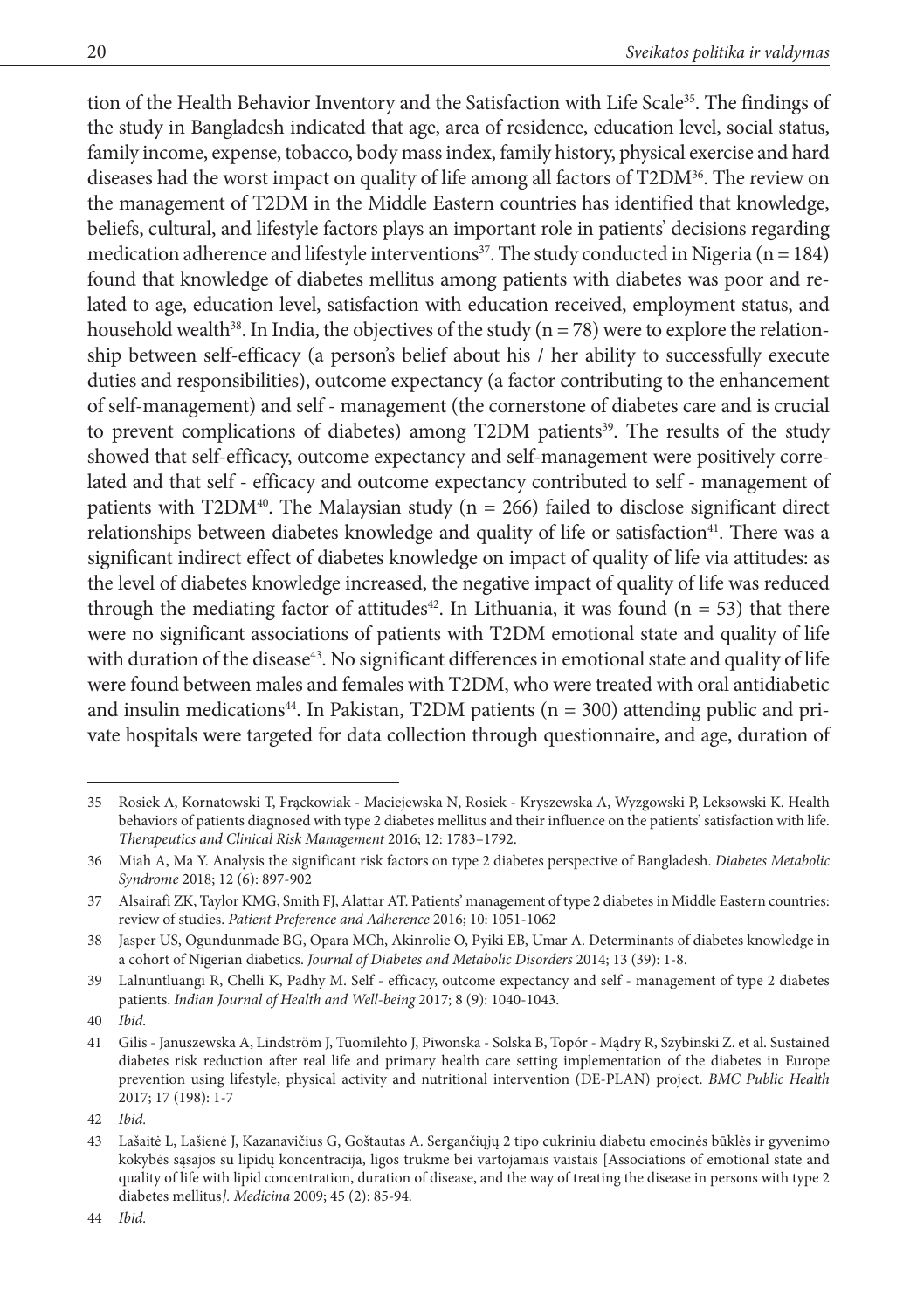tion of the Health Behavior Inventory and the Satisfaction with Life Scale[35]. The findings of the study in Bangladesh indicated that age, area of residence, education level, social status, family income, expense, tobacco, body mass index, family history, physical exercise and hard diseases had the worst impact on quality of life among all factors of T2DM[36]. The review on the management of T2DM in the Middle Eastern countries has identified that knowledge, beliefs, cultural, and lifestyle factors plays an important role in patients' decisions regarding medication adherence and lifestyle interventions[37]. The study conducted in Nigeria (n = 184) found that knowledge of diabetes mellitus among patients with diabetes was poor and related to age, education level, satisfaction with education received, employment status, and household wealth[38]. In India, the objectives of the study (n = 78) were to explore the relationship between self-efficacy (a person's belief about his / her ability to successfully execute duties and responsibilities), outcome expectancy (a factor contributing to the enhancement of self-management) and self - management (the cornerstone of diabetes care and is crucial to prevent complications of diabetes) among T2DM patients[39]. The results of the study showed that self-efficacy, outcome expectancy and self-management were positively correlated and that self - efficacy and outcome expectancy contributed to self - management of patients with T2DM[40]. The Malaysian study (n = 266) failed to disclose significant direct relationships between diabetes knowledge and quality of life or satisfaction[41]. There was a significant indirect effect of diabetes knowledge on impact of quality of life via attitudes: as the level of diabetes knowledge increased, the negative impact of quality of life was reduced through the mediating factor of attitudes[42]. In Lithuania, it was found (n = 53) that there were no significant associations of patients with T2DM emotional state and quality of life with duration of the disease[43]. No significant differences in emotional state and quality of life were found between males and females with T2DM, who were treated with oral antidiabetic and insulin medications[44]. In Pakistan, T2DM patients (n = 300) attending public and private hospitals were targeted for data collection through questionnaire, and age, duration of

---

35 Rosiek A, Kornatowski T, Frąckowiak - Maciejewska N, Rosiek - Kryszewska A, Wyzgowski P, Leksowski K. Health behaviors of patients diagnosed with type 2 diabetes mellitus and their influence on the patients' satisfaction with life. *Therapeutics and Clinical Risk Management* 2016; 12: 1783–1792.

36 Miah A, Ma Y. Analysis the significant risk factors on type 2 diabetes perspective of Bangladesh. *Diabetes Metabolic Syndrome* 2018; 12 (6): 897-902

37 Alsairafi ZK, Taylor KMG, Smith FJ, Alattar AT. Patients' management of type 2 diabetes in Middle Eastern countries: review of studies. *Patient Preference and Adherence* 2016; 10: 1051-1062

38 Jasper US, Ogundunmade BG, Opara MCh, Akinrolie O, Pyiki EB, Umar A. Determinants of diabetes knowledge in a cohort of Nigerian diabetics. *Journal of Diabetes and Metabolic Disorders* 2014; 13 (39): 1-8.

39 Lalnuntluangi R, Chelli K, Padhy M. Self - efficacy, outcome expectancy and self - management of type 2 diabetes patients. *Indian Journal of Health and Well-being* 2017; 8 (9): 1040-1043.

40 *Ibid.*

41 Gilis - Januszewska A, Lindström J, Tuomilehto J, Piwonska - Solska B, Topór - Mądry R, Szybinski Z. et al. Sustained diabetes risk reduction after real life and primary health care setting implementation of the diabetes in Europe prevention using lifestyle, physical activity and nutritional intervention (DE-PLAN) project. *BMC Public Health* 2017; 17 (198): 1-7

42 *Ibid.*

43 Lašaitė L, Lašienė J, Kazanavičius G, Goštautas A. Sergančiųjų 2 tipo cukriniu diabetu emocinės būklės ir gyvenimo kokybės sąsajos su lipidų koncentracija, ligos trukme bei vartojamais vaistais [Associations of emotional state and quality of life with lipid concentration, duration of disease, and the way of treating the disease in persons with type 2 diabetes mellitus*]. Medicina* 2009; 45 (2): 85-94.

44 *Ibid.*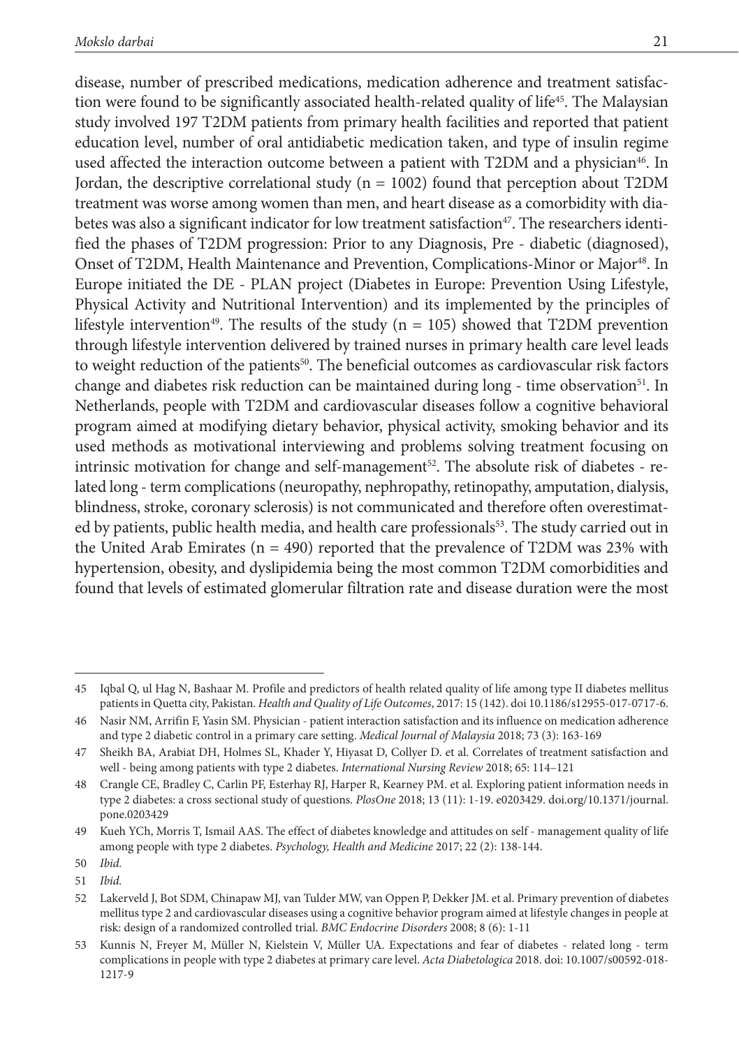disease, number of prescribed medications, medication adherence and treatment satisfaction were found to be significantly associated health-related quality of life[45]. The Malaysian study involved 197 T2DM patients from primary health facilities and reported that patient education level, number of oral antidiabetic medication taken, and type of insulin regime used affected the interaction outcome between a patient with T2DM and a physician[46]. In Jordan, the descriptive correlational study (n = 1002) found that perception about T2DM treatment was worse among women than men, and heart disease as a comorbidity with diabetes was also a significant indicator for low treatment satisfaction[47]. The researchers identified the phases of T2DM progression: Prior to any Diagnosis, Pre - diabetic (diagnosed), Onset of T2DM, Health Maintenance and Prevention, Complications-Minor or Major[48]. In Europe initiated the DE - PLAN project (Diabetes in Europe: Prevention Using Lifestyle, Physical Activity and Nutritional Intervention) and its implemented by the principles of lifestyle intervention[49]. The results of the study (n = 105) showed that T2DM prevention through lifestyle intervention delivered by trained nurses in primary health care level leads to weight reduction of the patients[50]. The beneficial outcomes as cardiovascular risk factors change and diabetes risk reduction can be maintained during long - time observation[51]. In Netherlands, people with T2DM and cardiovascular diseases follow a cognitive behavioral program aimed at modifying dietary behavior, physical activity, smoking behavior and its used methods as motivational interviewing and problems solving treatment focusing on intrinsic motivation for change and self-management[52]. The absolute risk of diabetes - related long - term complications (neuropathy, nephropathy, retinopathy, amputation, dialysis, blindness, stroke, coronary sclerosis) is not communicated and therefore often overestimated by patients, public health media, and health care professionals[53]. The study carried out in the United Arab Emirates (n = 490) reported that the prevalence of T2DM was 23% with hypertension, obesity, and dyslipidemia being the most common T2DM comorbidities and found that levels of estimated glomerular filtration rate and disease duration were the most

---

45 Iqbal Q, ul Hag N, Bashaar M. Profile and predictors of health related quality of life among type II diabetes mellitus patients in Quetta city, Pakistan. *Health and Quality of Life Outcomes*, 2017: 15 (142). doi 10.1186/s12955-017-0717-6.

46 Nasir NM, Arrifin F, Yasin SM. Physician - patient interaction satisfaction and its influence on medication adherence and type 2 diabetic control in a primary care setting. *Medical Journal of Malaysia* 2018; 73 (3): 163-169

47 Sheikh BA, Arabiat DH, Holmes SL, Khader Y, Hiyasat D, Collyer D. et al. Correlates of treatment satisfaction and well - being among patients with type 2 diabetes. *International Nursing Review* 2018; 65: 114–121

48 Crangle CE, Bradley C, Carlin PF, Esterhay RJ, Harper R, Kearney PM. et al. Exploring patient information needs in type 2 diabetes: a cross sectional study of questions. *PlosOne* 2018; 13 (11): 1-19. e0203429. doi.org/10.1371/journal.pone.0203429

49 Kueh YCh, Morris T, Ismail AAS. The effect of diabetes knowledge and attitudes on self - management quality of life among people with type 2 diabetes. *Psychology, Health and Medicine* 2017; 22 (2): 138-144.

50 *Ibid.*

51 *Ibid.*

52 Lakerveld J, Bot SDM, Chinapaw MJ, van Tulder MW, van Oppen P, Dekker JM. et al. Primary prevention of diabetes mellitus type 2 and cardiovascular diseases using a cognitive behavior program aimed at lifestyle changes in people at risk: design of a randomized controlled trial. *BMC Endocrine Disorders* 2008; 8 (6): 1-11

53 Kunnis N, Freyer M, Müller N, Kielstein V, Müller UA. Expectations and fear of diabetes - related long - term complications in people with type 2 diabetes at primary care level. *Acta Diabetologica* 2018. doi: 10.1007/s00592-018-1217-9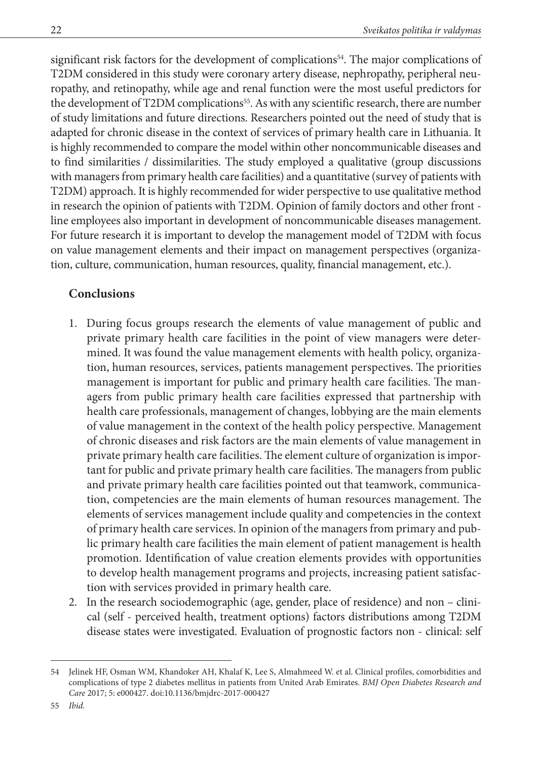significant risk factors for the development of complications[54]. The major complications of T2DM considered in this study were coronary artery disease, nephropathy, peripheral neuropathy, and retinopathy, while age and renal function were the most useful predictors for the development of T2DM complications[55]. As with any scientific research, there are number of study limitations and future directions. Researchers pointed out the need of study that is adapted for chronic disease in the context of services of primary health care in Lithuania. It is highly recommended to compare the model within other noncommunicable diseases and to find similarities / dissimilarities. The study employed a qualitative (group discussions with managers from primary health care facilities) and a quantitative (survey of patients with T2DM) approach. It is highly recommended for wider perspective to use qualitative method in research the opinion of patients with T2DM. Opinion of family doctors and other front - line employees also important in development of noncommunicable diseases management. For future research it is important to develop the management model of T2DM with focus on value management elements and their impact on management perspectives (organization, culture, communication, human resources, quality, financial management, etc.).

## Conclusions

1. During focus groups research the elements of value management of public and private primary health care facilities in the point of view managers were determined. It was found the value management elements with health policy, organization, human resources, services, patients management perspectives. The priorities management is important for public and primary health care facilities. The managers from public primary health care facilities expressed that partnership with health care professionals, management of changes, lobbying are the main elements of value management in the context of the health policy perspective. Management of chronic diseases and risk factors are the main elements of value management in private primary health care facilities. The element culture of organization is important for public and private primary health care facilities. The managers from public and private primary health care facilities pointed out that teamwork, communication, competencies are the main elements of human resources management. The elements of services management include quality and competencies in the context of primary health care services. In opinion of the managers from primary and public primary health care facilities the main element of patient management is health promotion. Identification of value creation elements provides with opportunities to develop health management programs and projects, increasing patient satisfaction with services provided in primary health care.
2. In the research sociodemographic (age, gender, place of residence) and non – clinical (self - perceived health, treatment options) factors distributions among T2DM disease states were investigated. Evaluation of prognostic factors non - clinical: self

---

54 Jelinek HF, Osman WM, Khandoker AH, Khalaf K, Lee S, Almahmeed W. et al. Clinical profiles, comorbidities and complications of type 2 diabetes mellitus in patients from United Arab Emirates. *BMJ Open Diabetes Research and Care* 2017; 5: e000427. doi:10.1136/bmjdrc-2017-000427

55 *Ibid.*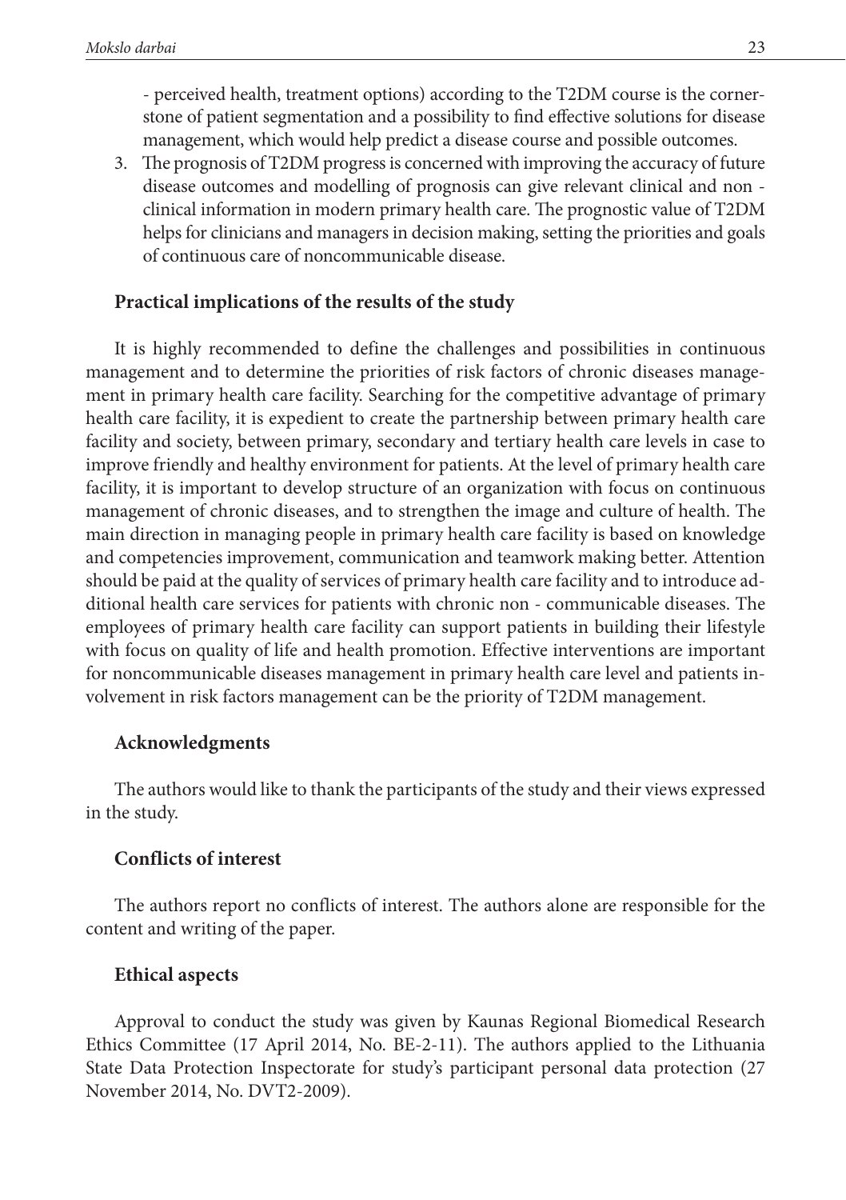- perceived health, treatment options) according to the T2DM course is the cornerstone of patient segmentation and a possibility to find effective solutions for disease management, which would help predict a disease course and possible outcomes.

3. The prognosis of T2DM progress is concerned with improving the accuracy of future disease outcomes and modelling of prognosis can give relevant clinical and non - clinical information in modern primary health care. The prognostic value of T2DM helps for clinicians and managers in decision making, setting the priorities and goals of continuous care of noncommunicable disease.

### Practical implications of the results of the study

It is highly recommended to define the challenges and possibilities in continuous management and to determine the priorities of risk factors of chronic diseases management in primary health care facility. Searching for the competitive advantage of primary health care facility, it is expedient to create the partnership between primary health care facility and society, between primary, secondary and tertiary health care levels in case to improve friendly and healthy environment for patients. At the level of primary health care facility, it is important to develop structure of an organization with focus on continuous management of chronic diseases, and to strengthen the image and culture of health. The main direction in managing people in primary health care facility is based on knowledge and competencies improvement, communication and teamwork making better. Attention should be paid at the quality of services of primary health care facility and to introduce additional health care services for patients with chronic non - communicable diseases. The employees of primary health care facility can support patients in building their lifestyle with focus on quality of life and health promotion. Effective interventions are important for noncommunicable diseases management in primary health care level and patients involvement in risk factors management can be the priority of T2DM management.

### Acknowledgments

The authors would like to thank the participants of the study and their views expressed in the study.

### Conflicts of interest

The authors report no conflicts of interest. The authors alone are responsible for the content and writing of the paper.

### Ethical aspects

Approval to conduct the study was given by Kaunas Regional Biomedical Research Ethics Committee (17 April 2014, No. BE-2-11). The authors applied to the Lithuania State Data Protection Inspectorate for study's participant personal data protection (27 November 2014, No. DVT2-2009).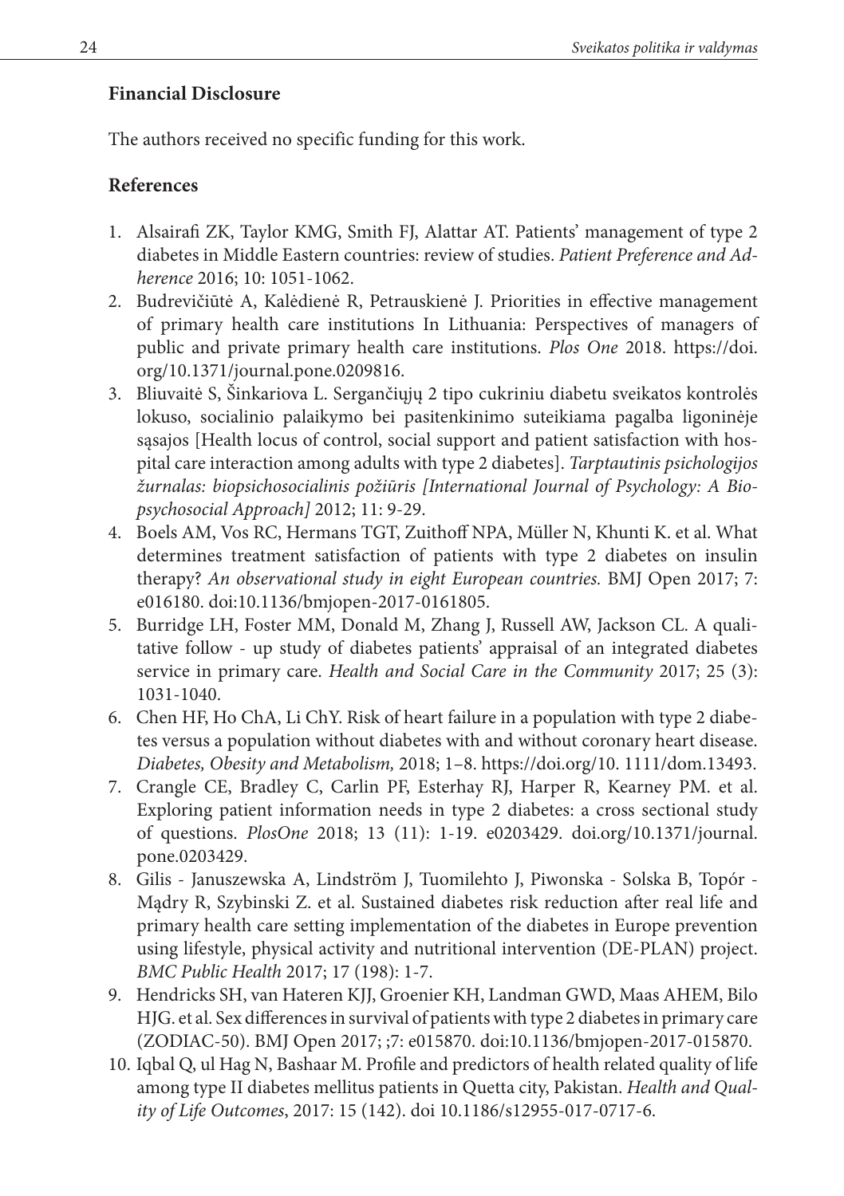## Financial Disclosure

The authors received no specific funding for this work.

## References

1. Alsairafi ZK, Taylor KMG, Smith FJ, Alattar AT. Patients' management of type 2 diabetes in Middle Eastern countries: review of studies. *Patient Preference and Adherence* 2016; 10: 1051-1062.
2. Budrevičiūtė A, Kalėdienė R, Petrauskienė J. Priorities in effective management of primary health care institutions In Lithuania: Perspectives of managers of public and private primary health care institutions. *Plos One* 2018. https://doi.org/10.1371/journal.pone.0209816.
3. Bliuvaitė S, Šinkariova L. Sergančiųjų 2 tipo cukriniu diabetu sveikatos kontrolės lokuso, socialinio palaikymo bei pasitenkinimo suteikiama pagalba ligoninėje sąsajos [Health locus of control, social support and patient satisfaction with hospital care interaction among adults with type 2 diabetes]. *Tarptautinis psichologijos žurnalas: biopsichosocialinis požiūris [International Journal of Psychology: A Biopsychosocial Approach]* 2012; 11: 9-29.
4. Boels AM, Vos RC, Hermans TGT, Zuithoff NPA, Müller N, Khunti K. et al. What determines treatment satisfaction of patients with type 2 diabetes on insulin therapy? *An observational study in eight European countries.* BMJ Open 2017; 7: e016180. doi:10.1136/bmjopen-2017-0161805.
5. Burridge LH, Foster MM, Donald M, Zhang J, Russell AW, Jackson CL. A qualitative follow - up study of diabetes patients' appraisal of an integrated diabetes service in primary care. *Health and Social Care in the Community* 2017; 25 (3): 1031-1040.
6. Chen HF, Ho ChA, Li ChY. Risk of heart failure in a population with type 2 diabetes versus a population without diabetes with and without coronary heart disease. *Diabetes, Obesity and Metabolism,* 2018; 1–8. https://doi.org/10. 1111/dom.13493.
7. Crangle CE, Bradley C, Carlin PF, Esterhay RJ, Harper R, Kearney PM. et al. Exploring patient information needs in type 2 diabetes: a cross sectional study of questions. *PlosOne* 2018; 13 (11): 1-19. e0203429. doi.org/10.1371/journal.pone.0203429.
8. Gilis - Januszewska A, Lindström J, Tuomilehto J, Piwonska - Solska B, Topór - Mądry R, Szybinski Z. et al. Sustained diabetes risk reduction after real life and primary health care setting implementation of the diabetes in Europe prevention using lifestyle, physical activity and nutritional intervention (DE-PLAN) project. *BMC Public Health* 2017; 17 (198): 1-7.
9. Hendricks SH, van Hateren KJJ, Groenier KH, Landman GWD, Maas AHEM, Bilo HJG. et al. Sex differences in survival of patients with type 2 diabetes in primary care (ZODIAC-50). BMJ Open 2017; ;7: e015870. doi:10.1136/bmjopen-2017-015870.
10. Iqbal Q, ul Hag N, Bashaar M. Profile and predictors of health related quality of life among type II diabetes mellitus patients in Quetta city, Pakistan. *Health and Quality of Life Outcomes*, 2017: 15 (142). doi 10.1186/s12955-017-0717-6.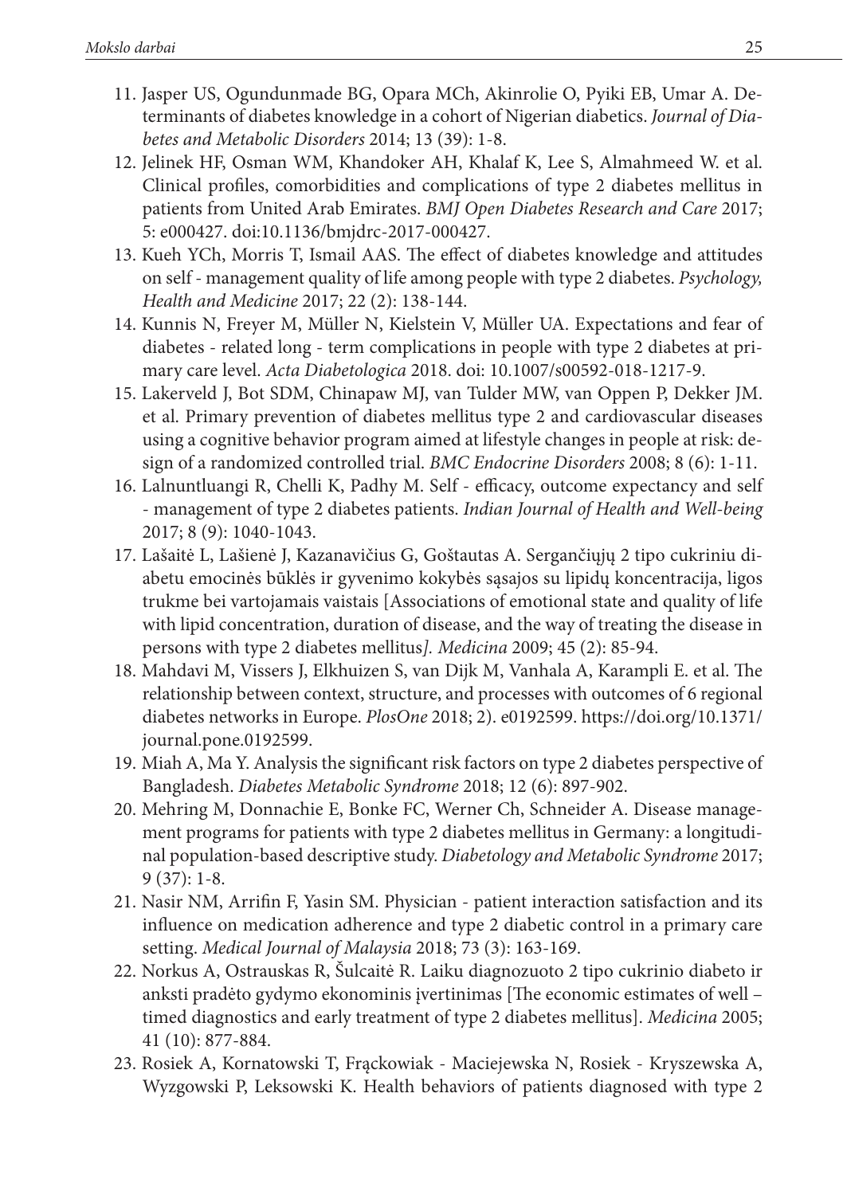11. Jasper US, Ogundunmade BG, Opara MCh, Akinrolie O, Pyiki EB, Umar A. Determinants of diabetes knowledge in a cohort of Nigerian diabetics. *Journal of Diabetes and Metabolic Disorders* 2014; 13 (39): 1-8.
12. Jelinek HF, Osman WM, Khandoker AH, Khalaf K, Lee S, Almahmeed W. et al. Clinical profiles, comorbidities and complications of type 2 diabetes mellitus in patients from United Arab Emirates. *BMJ Open Diabetes Research and Care* 2017; 5: e000427. doi:10.1136/bmjdrc-2017-000427.
13. Kueh YCh, Morris T, Ismail AAS. The effect of diabetes knowledge and attitudes on self - management quality of life among people with type 2 diabetes. *Psychology, Health and Medicine* 2017; 22 (2): 138-144.
14. Kunnis N, Freyer M, Müller N, Kielstein V, Müller UA. Expectations and fear of diabetes - related long - term complications in people with type 2 diabetes at primary care level. *Acta Diabetologica* 2018. doi: 10.1007/s00592-018-1217-9.
15. Lakerveld J, Bot SDM, Chinapaw MJ, van Tulder MW, van Oppen P, Dekker JM. et al. Primary prevention of diabetes mellitus type 2 and cardiovascular diseases using a cognitive behavior program aimed at lifestyle changes in people at risk: design of a randomized controlled trial. *BMC Endocrine Disorders* 2008; 8 (6): 1-11.
16. Lalnuntluangi R, Chelli K, Padhy M. Self - efficacy, outcome expectancy and self - management of type 2 diabetes patients. *Indian Journal of Health and Well-being* 2017; 8 (9): 1040-1043.
17. Lašaitė L, Lašienė J, Kazanavičius G, Goštautas A. Sergančiųjų 2 tipo cukriniu diabetu emocinės būklės ir gyvenimo kokybės sąsajos su lipidų koncentracija, ligos trukme bei vartojamais vaistais [Associations of emotional state and quality of life with lipid concentration, duration of disease, and the way of treating the disease in persons with type 2 diabetes mellitus*]. Medicina* 2009; 45 (2): 85-94.
18. Mahdavi M, Vissers J, Elkhuizen S, van Dijk M, Vanhala A, Karampli E. et al. The relationship between context, structure, and processes with outcomes of 6 regional diabetes networks in Europe. *PlosOne* 2018; 2). e0192599. https://doi.org/10.1371/journal.pone.0192599.
19. Miah A, Ma Y. Analysis the significant risk factors on type 2 diabetes perspective of Bangladesh. *Diabetes Metabolic Syndrome* 2018; 12 (6): 897-902.
20. Mehring M, Donnachie E, Bonke FC, Werner Ch, Schneider A. Disease management programs for patients with type 2 diabetes mellitus in Germany: a longitudinal population-based descriptive study. *Diabetology and Metabolic Syndrome* 2017; 9 (37): 1-8.
21. Nasir NM, Arrifin F, Yasin SM. Physician - patient interaction satisfaction and its influence on medication adherence and type 2 diabetic control in a primary care setting. *Medical Journal of Malaysia* 2018; 73 (3): 163-169.
22. Norkus A, Ostrauskas R, Šulcaitė R. Laiku diagnozuoto 2 tipo cukrinio diabeto ir anksti pradėto gydymo ekonominis įvertinimas [The economic estimates of well – timed diagnostics and early treatment of type 2 diabetes mellitus]. *Medicina* 2005; 41 (10): 877-884.
23. Rosiek A, Kornatowski T, Frąckowiak - Maciejewska N, Rosiek - Kryszewska A, Wyzgowski P, Leksowski K. Health behaviors of patients diagnosed with type 2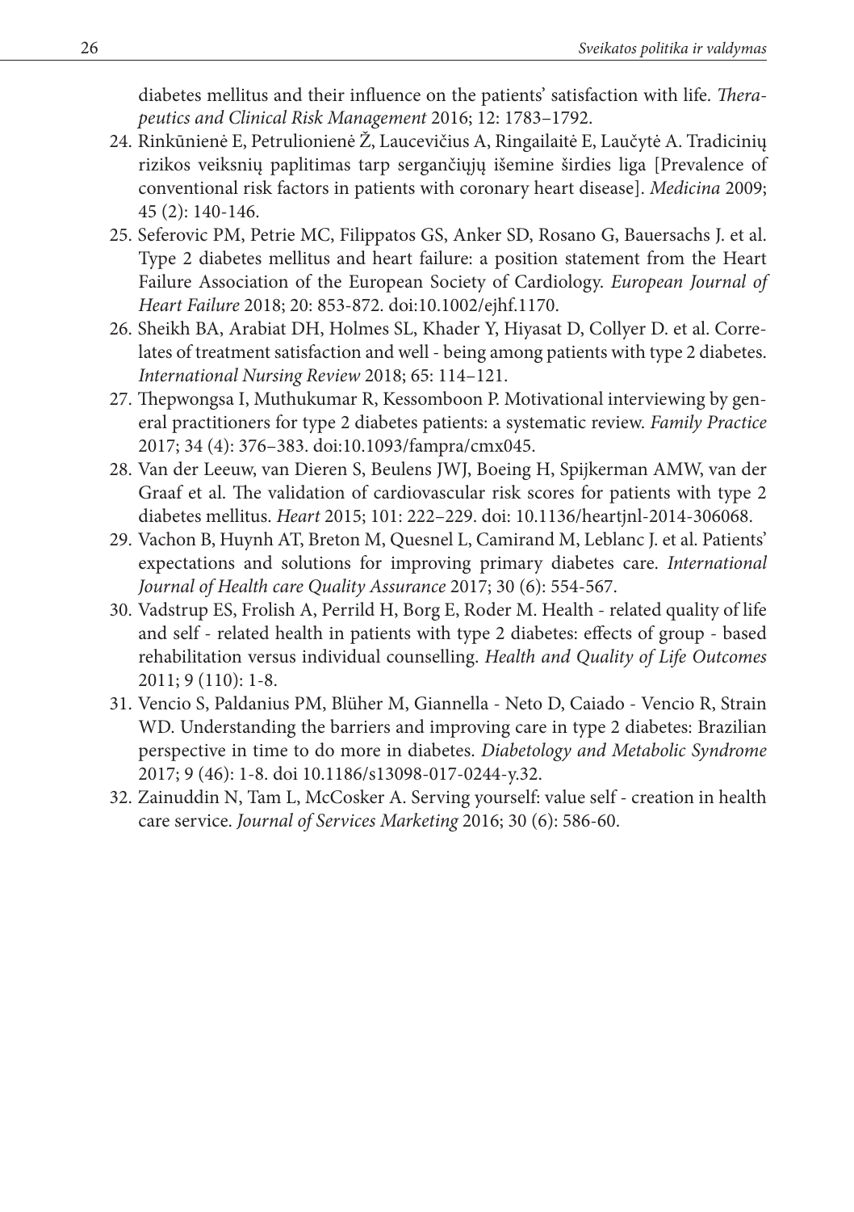diabetes mellitus and their influence on the patients' satisfaction with life. *Therapeutics and Clinical Risk Management* 2016; 12: 1783–1792.

24. Rinkūnienė E, Petrulionienė Ž, Laucevičius A, Ringailaitė E, Laučytė A. Tradicinių rizikos veiksnių paplitimas tarp sergančiųjų išemine širdies liga [Prevalence of conventional risk factors in patients with coronary heart disease]. *Medicina* 2009; 45 (2): 140-146.
25. Seferovic PM, Petrie MC, Filippatos GS, Anker SD, Rosano G, Bauersachs J. et al. Type 2 diabetes mellitus and heart failure: a position statement from the Heart Failure Association of the European Society of Cardiology. *European Journal of Heart Failure* 2018; 20: 853-872. doi:10.1002/ejhf.1170.
26. Sheikh BA, Arabiat DH, Holmes SL, Khader Y, Hiyasat D, Collyer D. et al. Correlates of treatment satisfaction and well - being among patients with type 2 diabetes. *International Nursing Review* 2018; 65: 114–121.
27. Thepwongsa I, Muthukumar R, Kessomboon P. Motivational interviewing by general practitioners for type 2 diabetes patients: a systematic review. *Family Practice* 2017; 34 (4): 376–383. doi:10.1093/fampra/cmx045.
28. Van der Leeuw, van Dieren S, Beulens JWJ, Boeing H, Spijkerman AMW, van der Graaf et al. The validation of cardiovascular risk scores for patients with type 2 diabetes mellitus. *Heart* 2015; 101: 222–229. doi: 10.1136/heartjnl-2014-306068.
29. Vachon B, Huynh AT, Breton M, Quesnel L, Camirand M, Leblanc J. et al. Patients' expectations and solutions for improving primary diabetes care. *International Journal of Health care Quality Assurance* 2017; 30 (6): 554-567.
30. Vadstrup ES, Frolish A, Perrild H, Borg E, Roder M. Health - related quality of life and self - related health in patients with type 2 diabetes: effects of group - based rehabilitation versus individual counselling. *Health and Quality of Life Outcomes* 2011; 9 (110): 1-8.
31. Vencio S, Paldanius PM, Blüher M, Giannella - Neto D, Caiado - Vencio R, Strain WD. Understanding the barriers and improving care in type 2 diabetes: Brazilian perspective in time to do more in diabetes. *Diabetology and Metabolic Syndrome* 2017; 9 (46): 1-8. doi 10.1186/s13098-017-0244-y.32.
32. Zainuddin N, Tam L, McCosker A. Serving yourself: value self - creation in health care service. *Journal of Services Marketing* 2016; 30 (6): 586-60.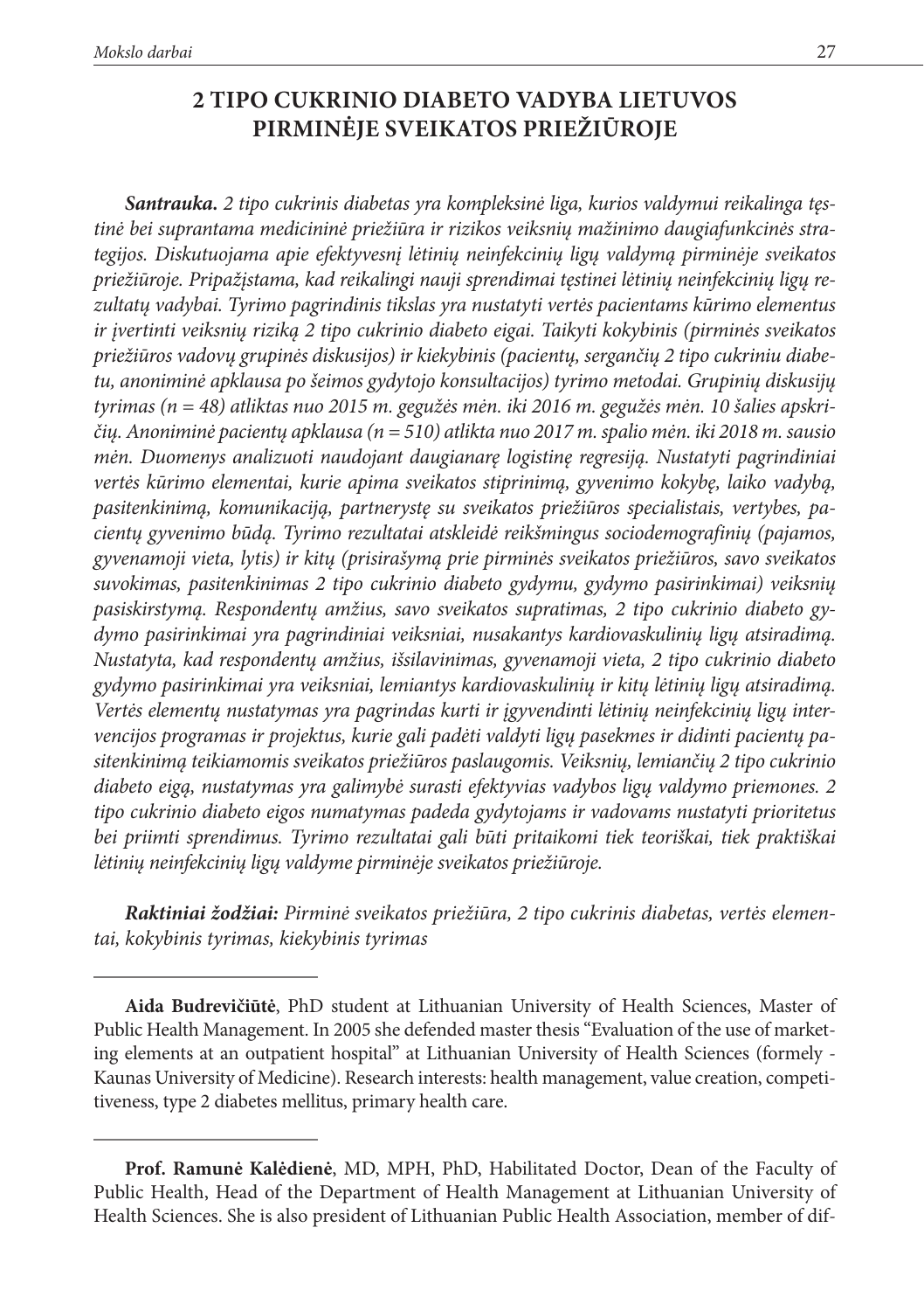# 2 TIPO CUKRINIO DIABETO VADYBA LIETUVOS PIRMINĖJE SVEIKATOS PRIEŽIŪROJE

***Santrauka.*** *2 tipo cukrinis diabetas yra kompleksinė liga, kurios valdymui reikalinga tęstinė bei suprantama medicininė priežiūra ir rizikos veiksnių mažinimo daugiafunkcinės strategijos. Diskutuojama apie efektyvesnį lėtinių neinfekcinių ligų valdymą pirminėje sveikatos priežiūroje. Pripažįstama, kad reikalingi nauji sprendimai tęstinei lėtinių neinfekcinių ligų rezultatų vadybai. Tyrimo pagrindinis tikslas yra nustatyti vertės pacientams kūrimo elementus ir įvertinti veiksnių riziką 2 tipo cukrinio diabeto eigai. Taikyti kokybinis (pirminės sveikatos priežiūros vadovų grupinės diskusijos) ir kiekybinis (pacientų, sergančių 2 tipo cukriniu diabetu, anoniminė apklausa po šeimos gydytojo konsultacijos) tyrimo metodai. Grupinių diskusijų tyrimas (n = 48) atliktas nuo 2015 m. gegužės mėn. iki 2016 m. gegužės mėn. 10 šalies apskričių. Anoniminė pacientų apklausa (n = 510) atlikta nuo 2017 m. spalio mėn. iki 2018 m. sausio mėn. Duomenys analizuoti naudojant daugianarę logistinę regresiją. Nustatyti pagrindiniai vertės kūrimo elementai, kurie apima sveikatos stiprinimą, gyvenimo kokybę, laiko vadybą, pasitenkinimą, komunikaciją, partnerystę su sveikatos priežiūros specialistais, vertybes, pacientų gyvenimo būdą. Tyrimo rezultatai atskleidė reikšmingus sociodemografinių (pajamos, gyvenamoji vieta, lytis) ir kitų (prisirašymą prie pirminės sveikatos priežiūros, savo sveikatos suvokimas, pasitenkinimas 2 tipo cukrinio diabeto gydymu, gydymo pasirinkimai) veiksnių pasiskirstymą. Respondentų amžius, savo sveikatos supratimas, 2 tipo cukrinio diabeto gydymo pasirinkimai yra pagrindiniai veiksniai, nusakantys kardiovaskulinių ligų atsiradimą. Nustatyta, kad respondentų amžius, išsilavinimas, gyvenamoji vieta, 2 tipo cukrinio diabeto gydymo pasirinkimai yra veiksniai, lemiantys kardiovaskulinių ir kitų lėtinių ligų atsiradimą. Vertės elementų nustatymas yra pagrindas kurti ir įgyvendinti lėtinių neinfekcinių ligų intervencijos programas ir projektus, kurie gali padėti valdyti ligų pasekmes ir didinti pacientų pasitenkinimą teikiamomis sveikatos priežiūros paslaugomis. Veiksnių, lemiančių 2 tipo cukrinio diabeto eigą, nustatymas yra galimybė surasti efektyvias vadybos ligų valdymo priemones. 2 tipo cukrinio diabeto eigos numatymas padeda gydytojams ir vadovams nustatyti prioritetus bei priimti sprendimus. Tyrimo rezultatai gali būti pritaikomi tiek teoriškai, tiek praktiškai lėtinių neinfekcinių ligų valdyme pirminėje sveikatos priežiūroje.*

***Raktiniai žodžiai:*** *Pirminė sveikatos priežiūra, 2 tipo cukrinis diabetas, vertės elementai, kokybinis tyrimas, kiekybinis tyrimas*

---

**Aida Budrevičiūtė**, PhD student at Lithuanian University of Health Sciences, Master of Public Health Management. In 2005 she defended master thesis "Evaluation of the use of marketing elements at an outpatient hospital" at Lithuanian University of Health Sciences (formely - Kaunas University of Medicine). Research interests: health management, value creation, competitiveness, type 2 diabetes mellitus, primary health care.

---

**Prof. Ramunė Kalėdienė**, MD, MPH, PhD, Habilitated Doctor, Dean of the Faculty of Public Health, Head of the Department of Health Management at Lithuanian University of Health Sciences. She is also president of Lithuanian Public Health Association, member of dif-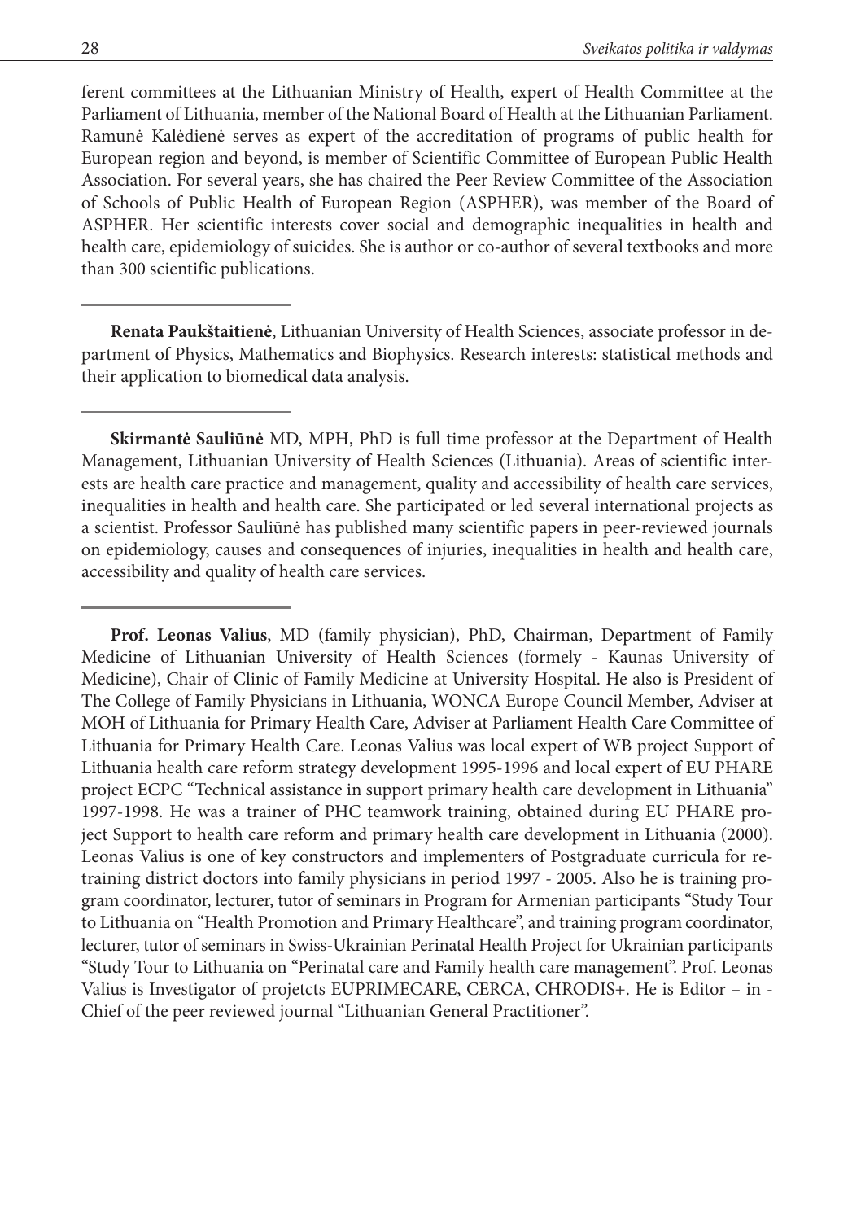ferent committees at the Lithuanian Ministry of Health, expert of Health Committee at the Parliament of Lithuania, member of the National Board of Health at the Lithuanian Parliament. Ramunė Kalėdienė serves as expert of the accreditation of programs of public health for European region and beyond, is member of Scientific Committee of European Public Health Association. For several years, she has chaired the Peer Review Committee of the Association of Schools of Public Health of European Region (ASPHER), was member of the Board of ASPHER. Her scientific interests cover social and demographic inequalities in health and health care, epidemiology of suicides. She is author or co-author of several textbooks and more than 300 scientific publications.

---

**Renata Paukštaitienė**, Lithuanian University of Health Sciences, associate professor in department of Physics, Mathematics and Biophysics. Research interests: statistical methods and their application to biomedical data analysis.

---

**Skirmantė Sauliūnė** MD, MPH, PhD is full time professor at the Department of Health Management, Lithuanian University of Health Sciences (Lithuania). Areas of scientific interests are health care practice and management, quality and accessibility of health care services, inequalities in health and health care. She participated or led several international projects as a scientist. Professor Sauliūnė has published many scientific papers in peer-reviewed journals on epidemiology, causes and consequences of injuries, inequalities in health and health care, accessibility and quality of health care services.

---

**Prof. Leonas Valius**, MD (family physician), PhD, Chairman, Department of Family Medicine of Lithuanian University of Health Sciences (formely - Kaunas University of Medicine), Chair of Clinic of Family Medicine at University Hospital. He also is President of The College of Family Physicians in Lithuania, WONCA Europe Council Member, Adviser at MOH of Lithuania for Primary Health Care, Adviser at Parliament Health Care Committee of Lithuania for Primary Health Care. Leonas Valius was local expert of WB project Support of Lithuania health care reform strategy development 1995-1996 and local expert of EU PHARE project ECPC "Technical assistance in support primary health care development in Lithuania" 1997-1998. He was a trainer of PHC teamwork training, obtained during EU PHARE project Support to health care reform and primary health care development in Lithuania (2000). Leonas Valius is one of key constructors and implementers of Postgraduate curricula for retraining district doctors into family physicians in period 1997 - 2005. Also he is training program coordinator, lecturer, tutor of seminars in Program for Armenian participants "Study Tour to Lithuania on "Health Promotion and Primary Healthcare", and training program coordinator, lecturer, tutor of seminars in Swiss-Ukrainian Perinatal Health Project for Ukrainian participants "Study Tour to Lithuania on "Perinatal care and Family health care management". Prof. Leonas Valius is Investigator of projetcts EUPRIMECARE, CERCA, CHRODIS+. He is Editor – in - Chief of the peer reviewed journal "Lithuanian General Practitioner".